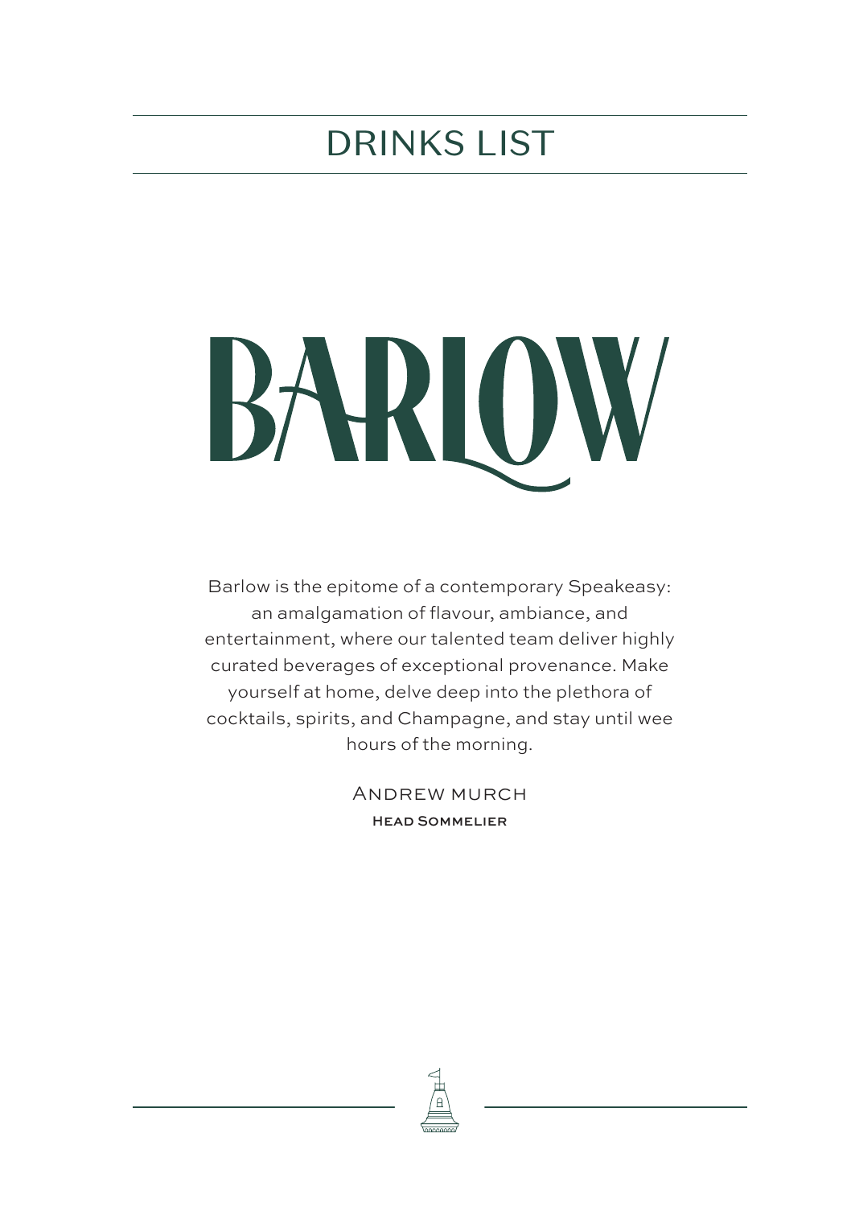# DRINKS LIST

# BARLOW

Barlow is the epitome of a contemporary Speakeasy: an amalgamation of flavour, ambiance, and entertainment, where our talented team deliver highly curated beverages of exceptional provenance. Make yourself at home, delve deep into the plethora of cocktails, spirits, and Champagne, and stay until wee hours of the morning.

Andrew murch
**Head Sommelier**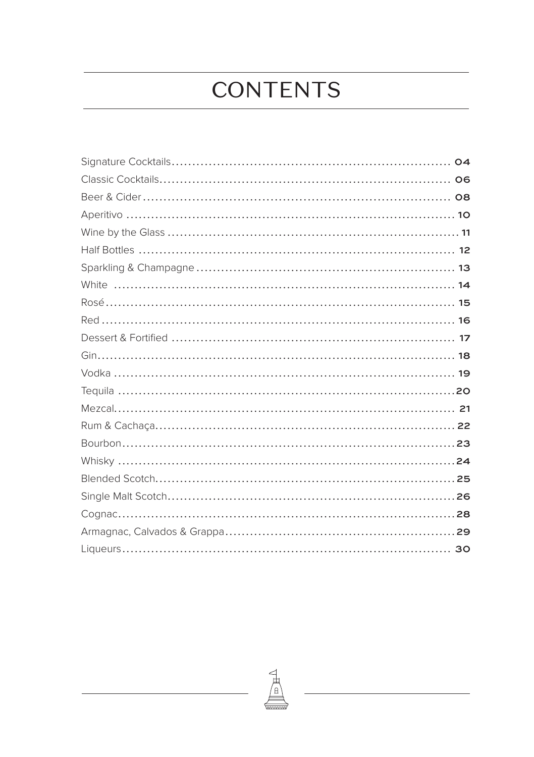# CONTENTS

Signature Cocktails........................................................ 04
Classic Cocktails........................................................... 06
Beer & Cider................................................................ 08
Aperitivo.................................................................... 10
Wine by the Glass.......................................................... 11
Half Bottles................................................................. 12
Sparkling & Champagne.................................................. 13
White........................................................................ 14
Rosé......................................................................... 15
Red.......................................................................... 16
Dessert & Fortified......................................................... 17
Gin........................................................................... 18
Vodka........................................................................ 19
Tequila...................................................................... 20
Mezcal....................................................................... 21
Rum & Cachaça............................................................ 22
Bourbon..................................................................... 23
Whisky...................................................................... 24
Blended Scotch............................................................ 25
Single Malt Scotch........................................................ 26
Cognac...................................................................... 28
Armagnac, Calvados & Grappa.......................................... 29
Liqueurs..................................................................... 30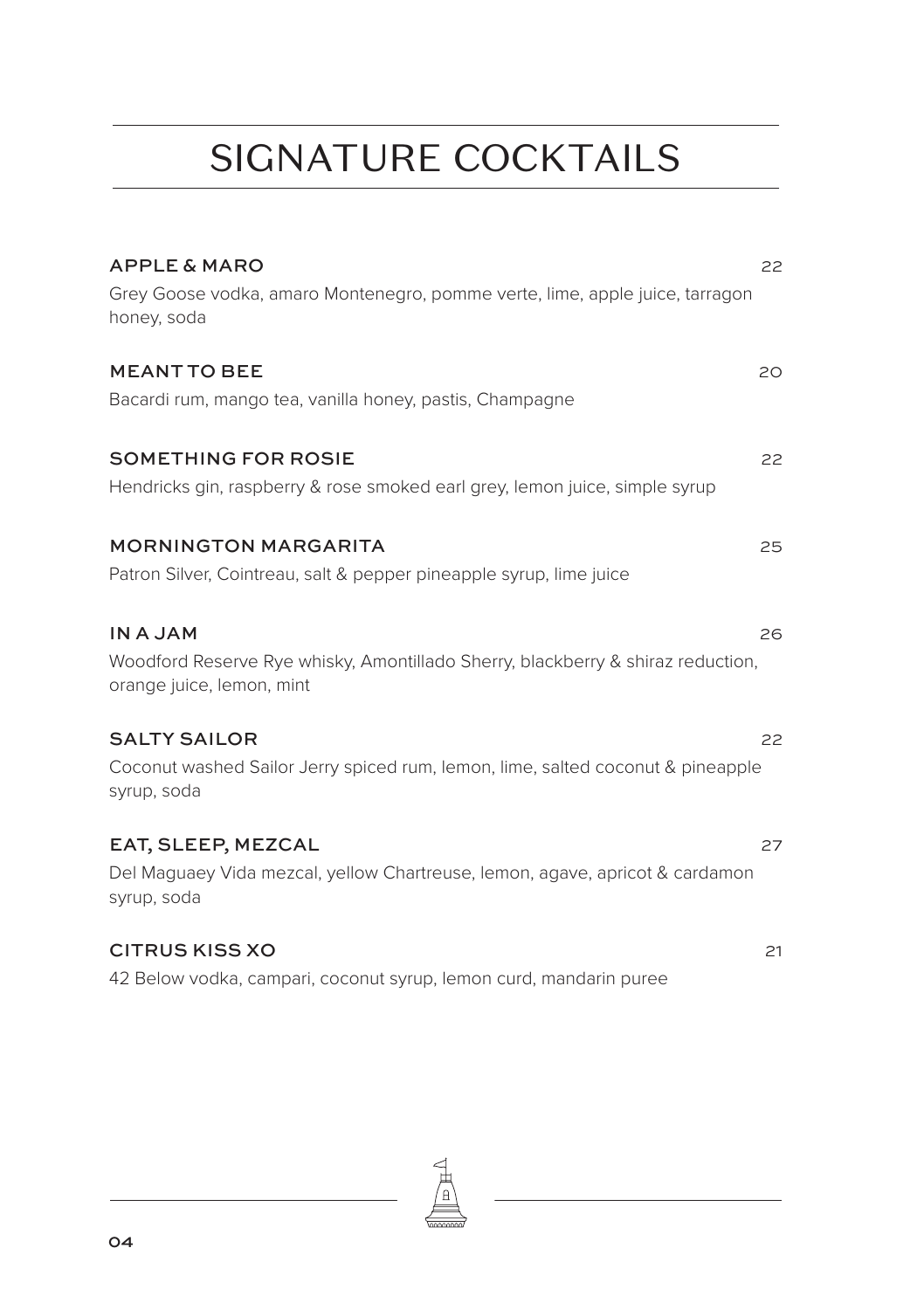# SIGNATURE COCKTAILS

### APPLE & MARO — 22

Grey Goose vodka, amaro Montenegro, pomme verte, lime, apple juice, tarragon honey, soda

### MEANT TO BEE — 20

Bacardi rum, mango tea, vanilla honey, pastis, Champagne

### SOMETHING FOR ROSIE — 22

Hendricks gin, raspberry & rose smoked earl grey, lemon juice, simple syrup

### MORNINGTON MARGARITA — 25

Patron Silver, Cointreau, salt & pepper pineapple syrup, lime juice

### IN A JAM — 26

Woodford Reserve Rye whisky, Amontillado Sherry, blackberry & shiraz reduction, orange juice, lemon, mint

### SALTY SAILOR — 22

Coconut washed Sailor Jerry spiced rum, lemon, lime, salted coconut & pineapple syrup, soda

### EAT, SLEEP, MEZCAL — 27

Del Maguaey Vida mezcal, yellow Chartreuse, lemon, agave, apricot & cardamon syrup, soda

### CITRUS KISS XO — 21

42 Below vodka, campari, coconut syrup, lemon curd, mandarin puree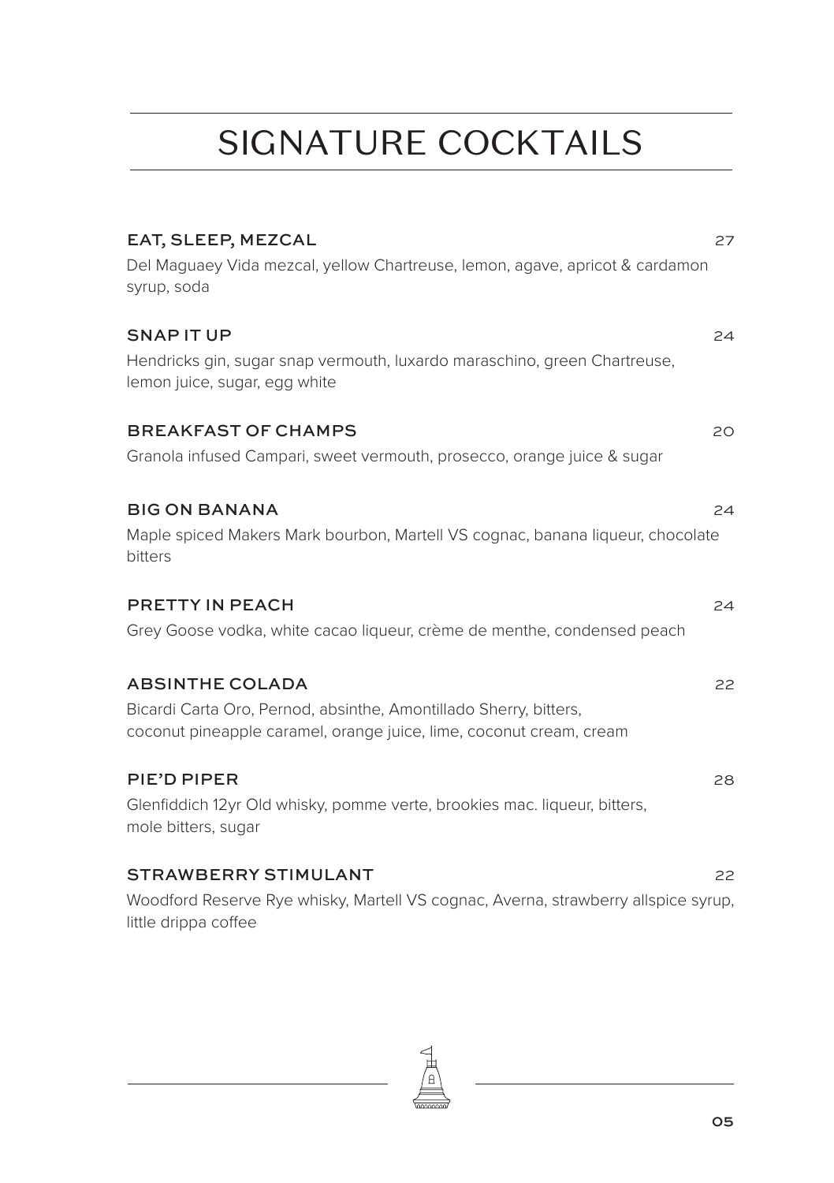# SIGNATURE COCKTAILS

### EAT, SLEEP, MEZCAL — 27

Del Maguaey Vida mezcal, yellow Chartreuse, lemon, agave, apricot & cardamon syrup, soda

### SNAP IT UP — 24

Hendricks gin, sugar snap vermouth, luxardo maraschino, green Chartreuse, lemon juice, sugar, egg white

### BREAKFAST OF CHAMPS — 20

Granola infused Campari, sweet vermouth, prosecco, orange juice & sugar

### BIG ON BANANA — 24

Maple spiced Makers Mark bourbon, Martell VS cognac, banana liqueur, chocolate bitters

### PRETTY IN PEACH — 24

Grey Goose vodka, white cacao liqueur, crème de menthe, condensed peach

### ABSINTHE COLADA — 22

Bicardi Carta Oro, Pernod, absinthe, Amontillado Sherry, bitters, coconut pineapple caramel, orange juice, lime, coconut cream, cream

### PIE'D PIPER — 28

Glenfiddich 12yr Old whisky, pomme verte, brookies mac. liqueur, bitters, mole bitters, sugar

### STRAWBERRY STIMULANT — 22

Woodford Reserve Rye whisky, Martell VS cognac, Averna, strawberry allspice syrup, little drippa coffee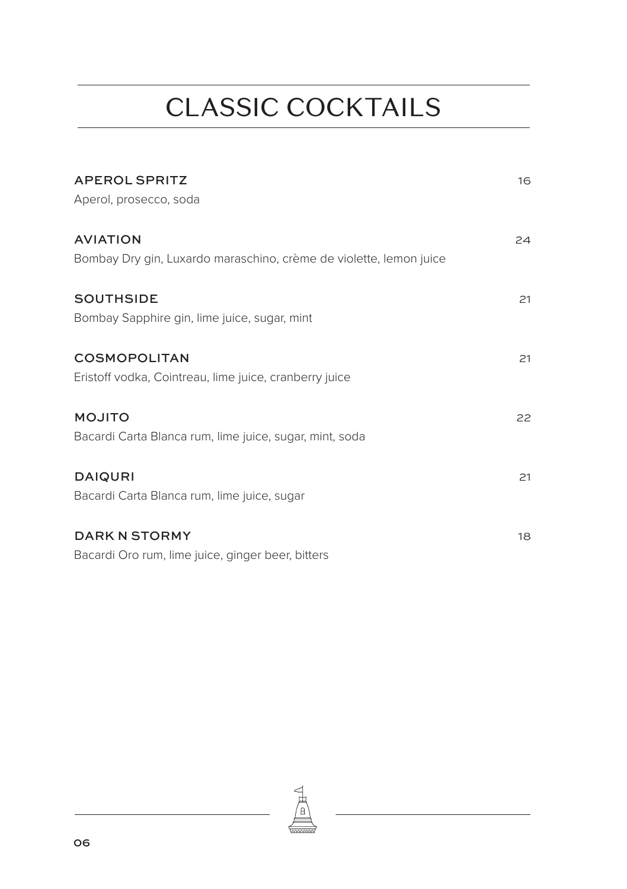# CLASSIC COCKTAILS

**APEROL SPRITZ** 16
Aperol, prosecco, soda

**AVIATION** 24
Bombay Dry gin, Luxardo maraschino, crème de violette, lemon juice

**SOUTHSIDE** 21
Bombay Sapphire gin, lime juice, sugar, mint

**COSMOPOLITAN** 21
Eristoff vodka, Cointreau, lime juice, cranberry juice

**MOJITO** 22
Bacardi Carta Blanca rum, lime juice, sugar, mint, soda

**DAIQURI** 21
Bacardi Carta Blanca rum, lime juice, sugar

**DARK N STORMY** 18
Bacardi Oro rum, lime juice, ginger beer, bitters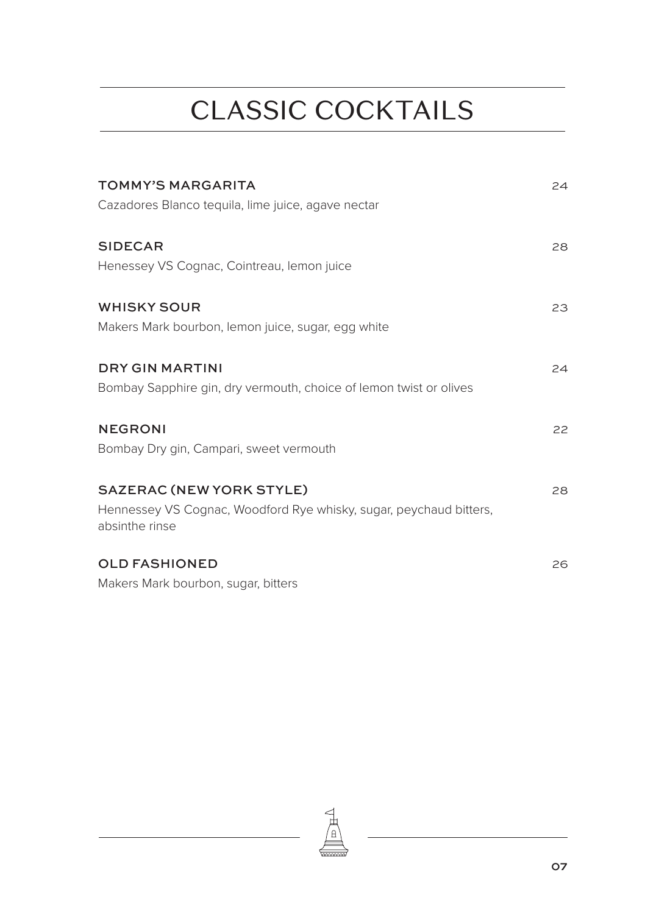# CLASSIC COCKTAILS

**TOMMY'S MARGARITA** 24
Cazadores Blanco tequila, lime juice, agave nectar

**SIDECAR** 28
Henessey VS Cognac, Cointreau, lemon juice

**WHISKY SOUR** 23
Makers Mark bourbon, lemon juice, sugar, egg white

**DRY GIN MARTINI** 24
Bombay Sapphire gin, dry vermouth, choice of lemon twist or olives

**NEGRONI** 22
Bombay Dry gin, Campari, sweet vermouth

**SAZERAC (NEW YORK STYLE)** 28
Hennessey VS Cognac, Woodford Rye whisky, sugar, peychaud bitters, absinthe rinse

**OLD FASHIONED** 26
Makers Mark bourbon, sugar, bitters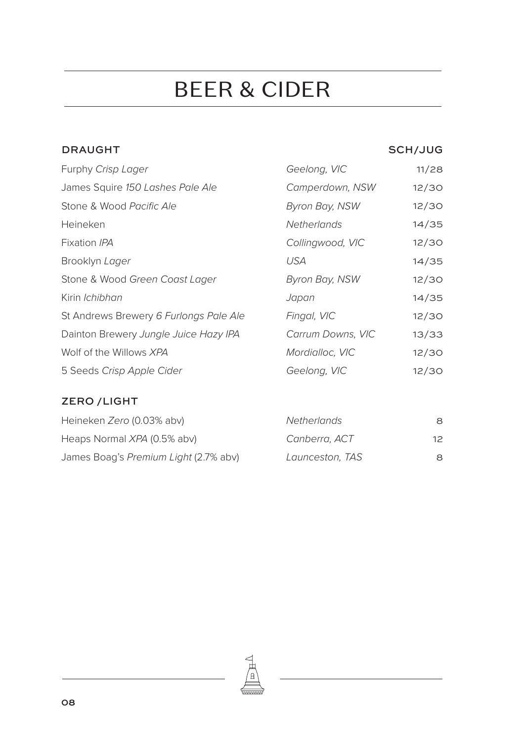# BEER & CIDER

## DRAUGHT

| DRAUGHT | | SCH/JUG |
|---|---|---|
| Furphy *Crisp Lager* | *Geelong, VIC* | 11/28 |
| James Squire *150 Lashes Pale Ale* | *Camperdown, NSW* | 12/30 |
| Stone & Wood *Pacific Ale* | *Byron Bay, NSW* | 12/30 |
| Heineken | *Netherlands* | 14/35 |
| Fixation *IPA* | *Collingwood, VIC* | 12/30 |
| Brooklyn *Lager* | *USA* | 14/35 |
| Stone & Wood *Green Coast Lager* | *Byron Bay, NSW* | 12/30 |
| Kirin *Ichibhan* | *Japan* | 14/35 |
| St Andrews Brewery *6 Furlongs Pale Ale* | *Fingal, VIC* | 12/30 |
| Dainton Brewery *Jungle Juice Hazy IPA* | *Carrum Downs, VIC* | 13/33 |
| Wolf of the Willows *XPA* | *Mordialloc, VIC* | 12/30 |
| 5 Seeds *Crisp Apple Cider* | *Geelong, VIC* | 12/30 |

## ZERO / LIGHT

| ZERO / LIGHT | | |
|---|---|---|
| Heineken *Zero* (0.03% abv) | *Netherlands* | 8 |
| Heaps Normal *XPA* (0.5% abv) | *Canberra, ACT* | 12 |
| James Boag's *Premium Light* (2.7% abv) | *Launceston, TAS* | 8 |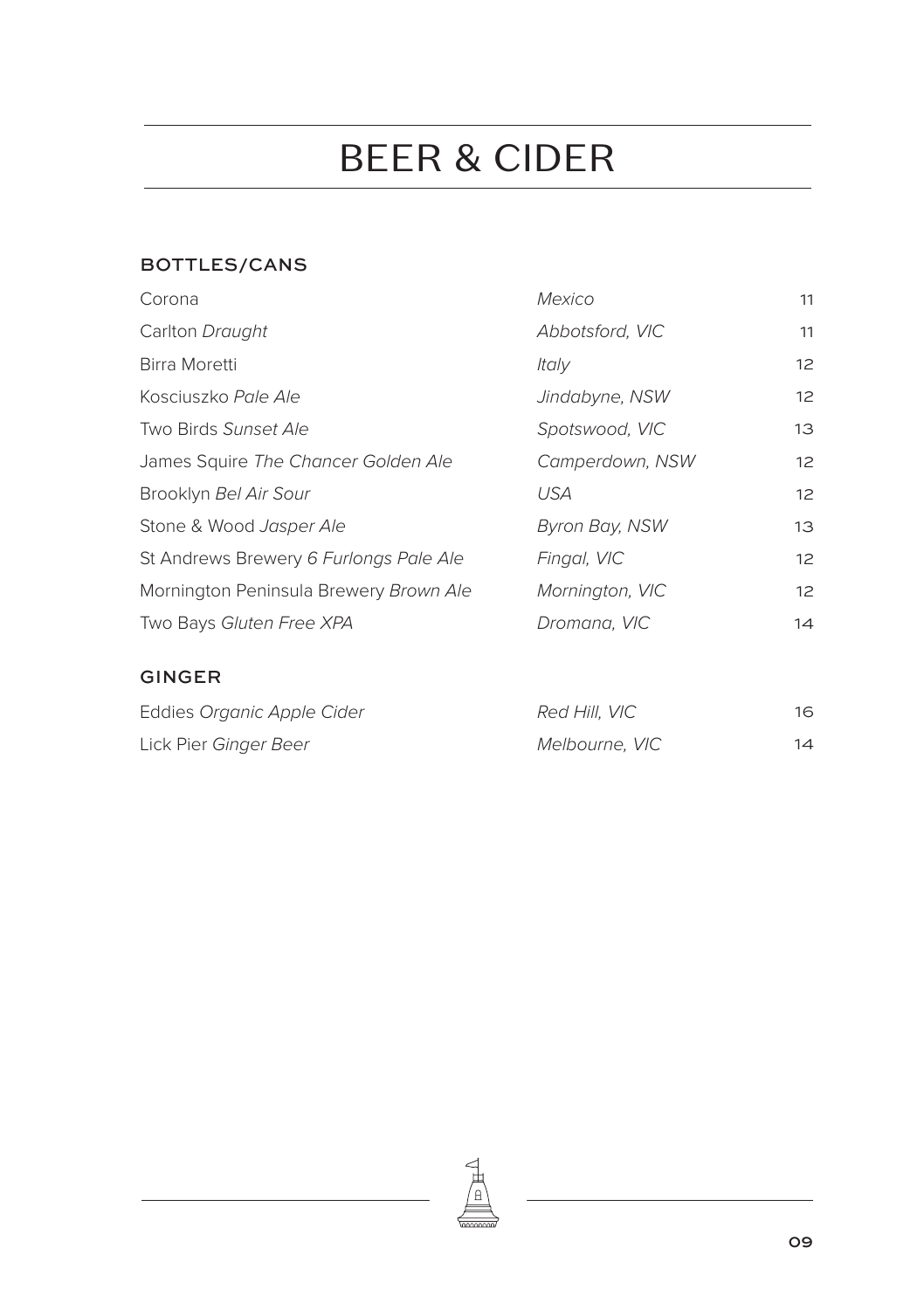# BEER & CIDER

## BOTTLES/CANS

| | | |
|---|---|---|
| Corona | *Mexico* | 11 |
| Carlton *Draught* | *Abbotsford, VIC* | 11 |
| Birra Moretti | *Italy* | 12 |
| Kosciuszko *Pale Ale* | *Jindabyne, NSW* | 12 |
| Two Birds *Sunset Ale* | *Spotswood, VIC* | 13 |
| James Squire *The Chancer Golden Ale* | *Camperdown, NSW* | 12 |
| Brooklyn *Bel Air Sour* | *USA* | 12 |
| Stone & Wood *Jasper Ale* | *Byron Bay, NSW* | 13 |
| St Andrews Brewery *6 Furlongs Pale Ale* | *Fingal, VIC* | 12 |
| Mornington Peninsula Brewery *Brown Ale* | *Mornington, VIC* | 12 |
| Two Bays *Gluten Free XPA* | *Dromana, VIC* | 14 |

## GINGER

| | | |
|---|---|---|
| Eddies *Organic Apple Cider* | *Red Hill, VIC* | 16 |
| Lick Pier *Ginger Beer* | *Melbourne, VIC* | 14 |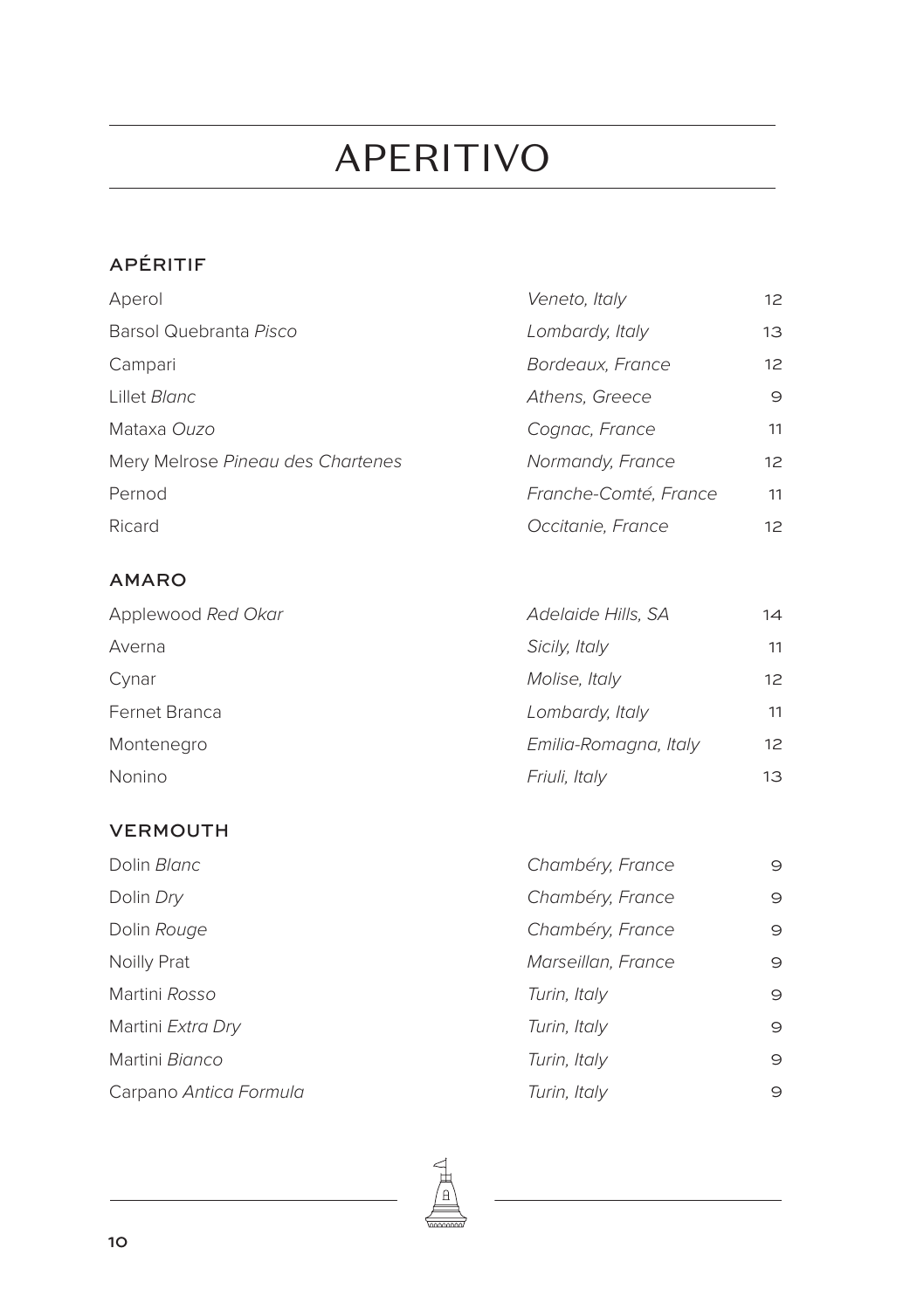# APERITIVO

## APÉRITIF

| | | |
|---|---|---|
| Aperol | *Veneto, Italy* | 12 |
| Barsol Quebranta *Pisco* | *Lombardy, Italy* | 13 |
| Campari | *Bordeaux, France* | 12 |
| Lillet *Blanc* | *Athens, Greece* | 9 |
| Mataxa *Ouzo* | *Cognac, France* | 11 |
| Mery Melrose *Pineau des Chartenes* | *Normandy, France* | 12 |
| Pernod | *Franche-Comté, France* | 11 |
| Ricard | *Occitanie, France* | 12 |

## AMARO

| | | |
|---|---|---|
| Applewood *Red Okar* | *Adelaide Hills, SA* | 14 |
| Averna | *Sicily, Italy* | 11 |
| Cynar | *Molise, Italy* | 12 |
| Fernet Branca | *Lombardy, Italy* | 11 |
| Montenegro | *Emilia-Romagna, Italy* | 12 |
| Nonino | *Friuli, Italy* | 13 |

## VERMOUTH

| | | |
|---|---|---|
| Dolin *Blanc* | *Chambéry, France* | 9 |
| Dolin *Dry* | *Chambéry, France* | 9 |
| Dolin *Rouge* | *Chambéry, France* | 9 |
| Noilly Prat | *Marseillan, France* | 9 |
| Martini *Rosso* | *Turin, Italy* | 9 |
| Martini *Extra Dry* | *Turin, Italy* | 9 |
| Martini *Bianco* | *Turin, Italy* | 9 |
| Carpano *Antica Formula* | *Turin, Italy* | 9 |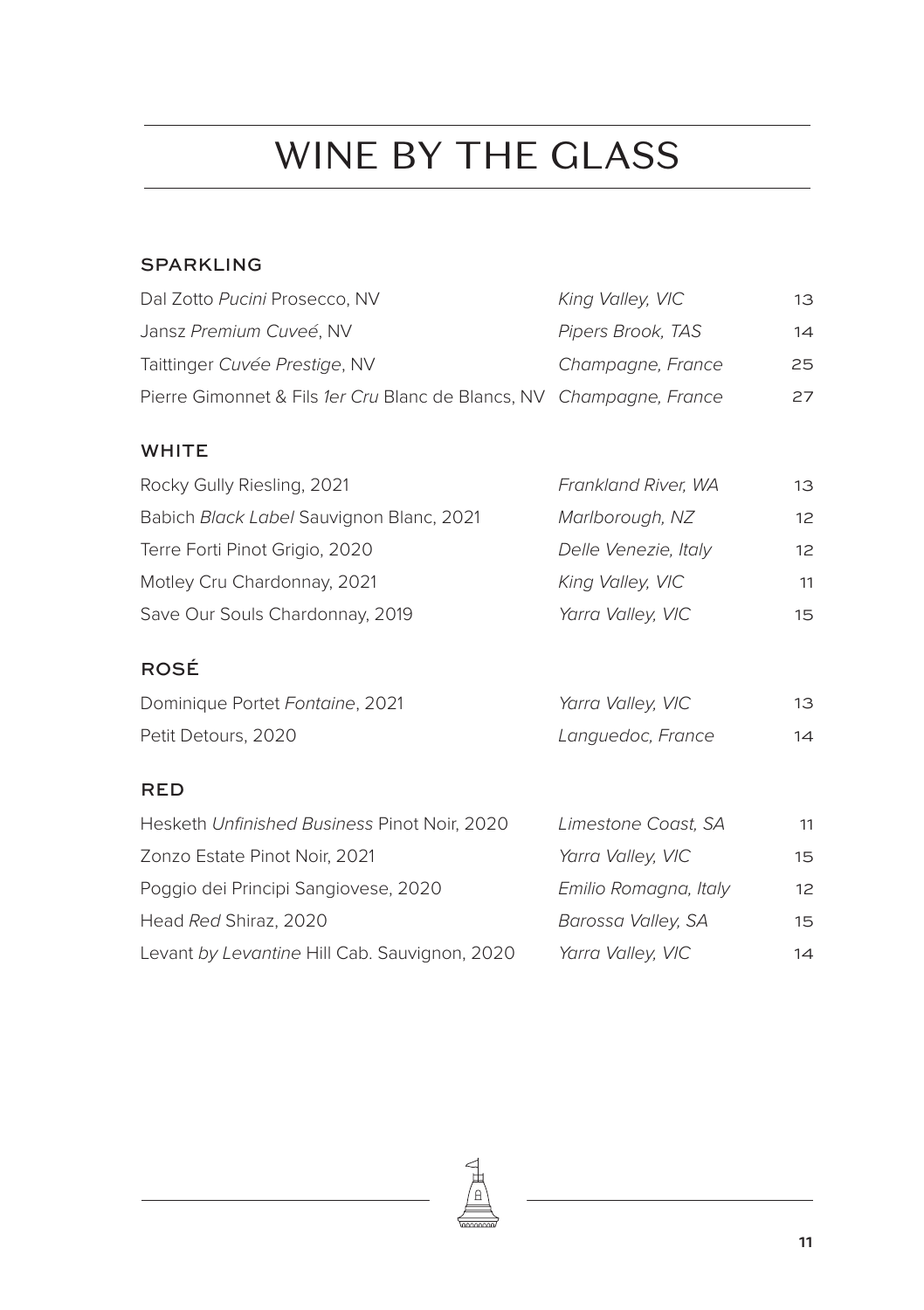# WINE BY THE GLASS

## SPARKLING

| | | |
|---|---|---|
| Dal Zotto *Pucini* Prosecco, NV | *King Valley, VIC* | 13 |
| Jansz *Premium Cuveé*, NV | *Pipers Brook, TAS* | 14 |
| Taittinger *Cuvée Prestige*, NV | *Champagne, France* | 25 |
| Pierre Gimonnet & Fils *1er Cru* Blanc de Blancs, NV | *Champagne, France* | 27 |

## WHITE

| | | |
|---|---|---|
| Rocky Gully Riesling, 2021 | *Frankland River, WA* | 13 |
| Babich *Black Label* Sauvignon Blanc, 2021 | *Marlborough, NZ* | 12 |
| Terre Forti Pinot Grigio, 2020 | *Delle Venezie, Italy* | 12 |
| Motley Cru Chardonnay, 2021 | *King Valley, VIC* | 11 |
| Save Our Souls Chardonnay, 2019 | *Yarra Valley, VIC* | 15 |

## ROSÉ

| | | |
|---|---|---|
| Dominique Portet *Fontaine*, 2021 | *Yarra Valley, VIC* | 13 |
| Petit Detours, 2020 | *Languedoc, France* | 14 |

## RED

| | | |
|---|---|---|
| Hesketh *Unfinished Business* Pinot Noir, 2020 | *Limestone Coast, SA* | 11 |
| Zonzo Estate Pinot Noir, 2021 | *Yarra Valley, VIC* | 15 |
| Poggio dei Principi Sangiovese, 2020 | *Emilio Romagna, Italy* | 12 |
| Head *Red* Shiraz, 2020 | *Barossa Valley, SA* | 15 |
| Levant *by Levantine* Hill Cab. Sauvignon, 2020 | *Yarra Valley, VIC* | 14 |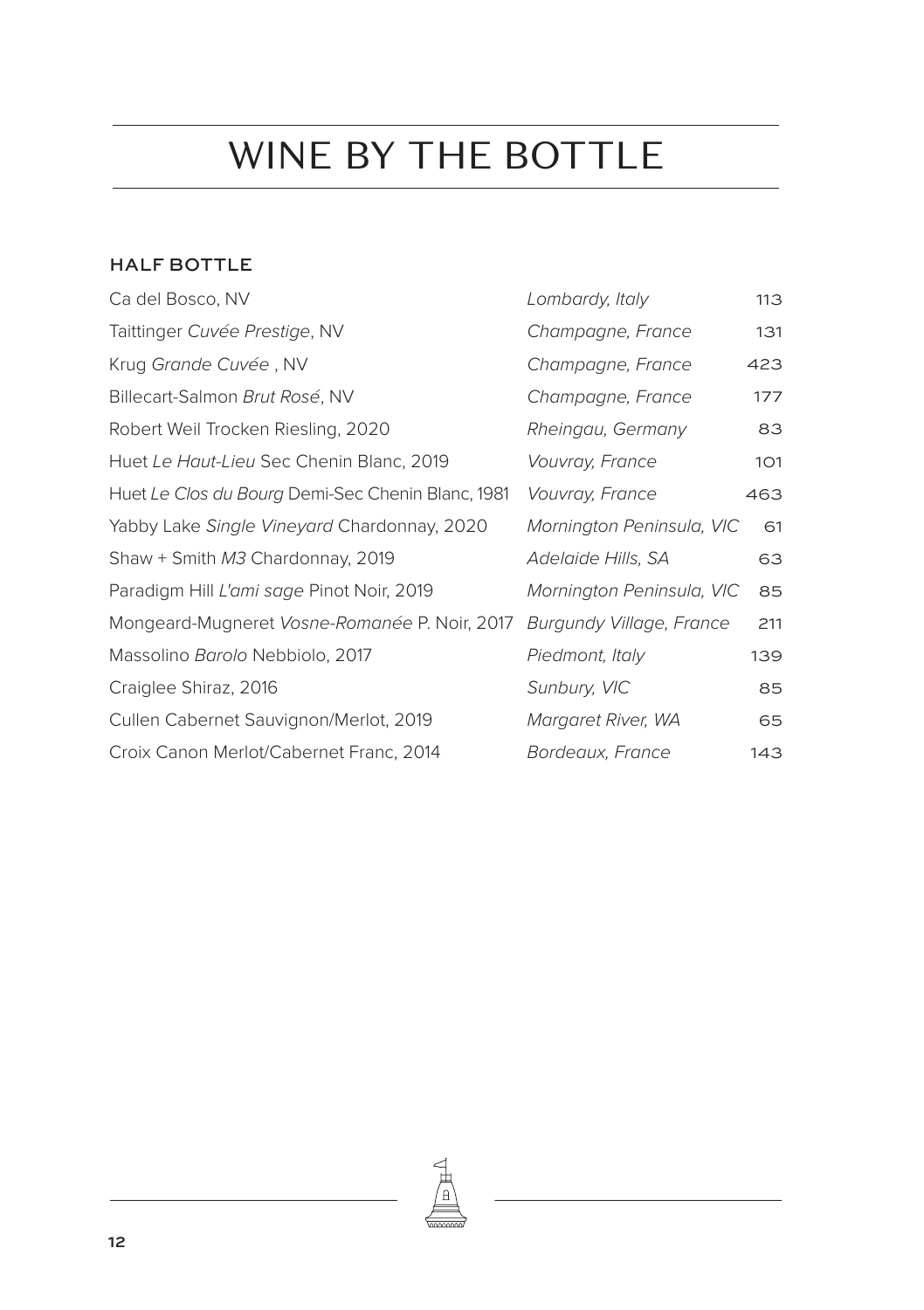# WINE BY THE BOTTLE

## HALF BOTTLE

| Wine | Region | Price |
|---|---|---|
| Ca del Bosco, NV | *Lombardy, Italy* | 113 |
| Taittinger *Cuvée Prestige*, NV | *Champagne, France* | 131 |
| Krug *Grande Cuvée* , NV | *Champagne, France* | 423 |
| Billecart-Salmon *Brut Rosé*, NV | *Champagne, France* | 177 |
| Robert Weil Trocken Riesling, 2020 | *Rheingau, Germany* | 83 |
| Huet *Le Haut-Lieu* Sec Chenin Blanc, 2019 | *Vouvray, France* | 101 |
| Huet *Le Clos du Bourg* Demi-Sec Chenin Blanc, 1981 | *Vouvray, France* | 463 |
| Yabby Lake *Single Vineyard* Chardonnay, 2020 | *Mornington Peninsula, VIC* | 61 |
| Shaw + Smith *M3* Chardonnay, 2019 | *Adelaide Hills, SA* | 63 |
| Paradigm Hill *L'ami sage* Pinot Noir, 2019 | *Mornington Peninsula, VIC* | 85 |
| Mongeard-Mugneret *Vosne-Romanée* P. Noir, 2017 | *Burgundy Village, France* | 211 |
| Massolino *Barolo* Nebbiolo, 2017 | *Piedmont, Italy* | 139 |
| Craiglee Shiraz, 2016 | *Sunbury, VIC* | 85 |
| Cullen Cabernet Sauvignon/Merlot, 2019 | *Margaret River, WA* | 65 |
| Croix Canon Merlot/Cabernet Franc, 2014 | *Bordeaux, France* | 143 |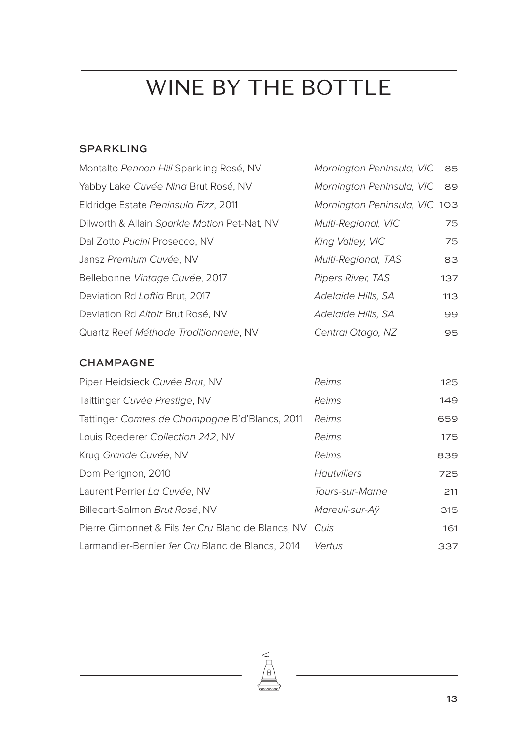# WINE BY THE BOTTLE

## SPARKLING

| | | |
|---|---|---|
| Montalto *Pennon Hill* Sparkling Rosé, NV | *Mornington Peninsula, VIC* | 85 |
| Yabby Lake *Cuvée Nina* Brut Rosé, NV | *Mornington Peninsula, VIC* | 89 |
| Eldridge Estate *Peninsula Fizz*, 2011 | *Mornington Peninsula, VIC* | 103 |
| Dilworth & Allain *Sparkle Motion* Pet-Nat, NV | *Multi-Regional, VIC* | 75 |
| Dal Zotto *Pucini* Prosecco, NV | *King Valley, VIC* | 75 |
| Jansz *Premium Cuvée*, NV | *Multi-Regional, TAS* | 83 |
| Bellebonne *Vintage Cuvée*, 2017 | *Pipers River, TAS* | 137 |
| Deviation Rd *Loftia* Brut, 2017 | *Adelaide Hills, SA* | 113 |
| Deviation Rd *Altair* Brut Rosé, NV | *Adelaide Hills, SA* | 99 |
| Quartz Reef *Méthode Traditionnelle*, NV | *Central Otago, NZ* | 95 |

## CHAMPAGNE

| | | |
|---|---|---|
| Piper Heidsieck *Cuvée Brut*, NV | *Reims* | 125 |
| Taittinger *Cuvée Prestige*, NV | *Reims* | 149 |
| Tattinger *Comtes de Champagne* B'd'Blancs, 2011 | *Reims* | 659 |
| Louis Roederer *Collection 242*, NV | *Reims* | 175 |
| Krug *Grande Cuvée*, NV | *Reims* | 839 |
| Dom Perignon, 2010 | *Hautvillers* | 725 |
| Laurent Perrier *La Cuvée*, NV | *Tours-sur-Marne* | 211 |
| Billecart-Salmon *Brut Rosé*, NV | *Mareuil-sur-Aÿ* | 315 |
| Pierre Gimonnet & Fils *1er Cru* Blanc de Blancs, NV | *Cuis* | 161 |
| Larmandier-Bernier *1er Cru* Blanc de Blancs, 2014 | *Vertus* | 337 |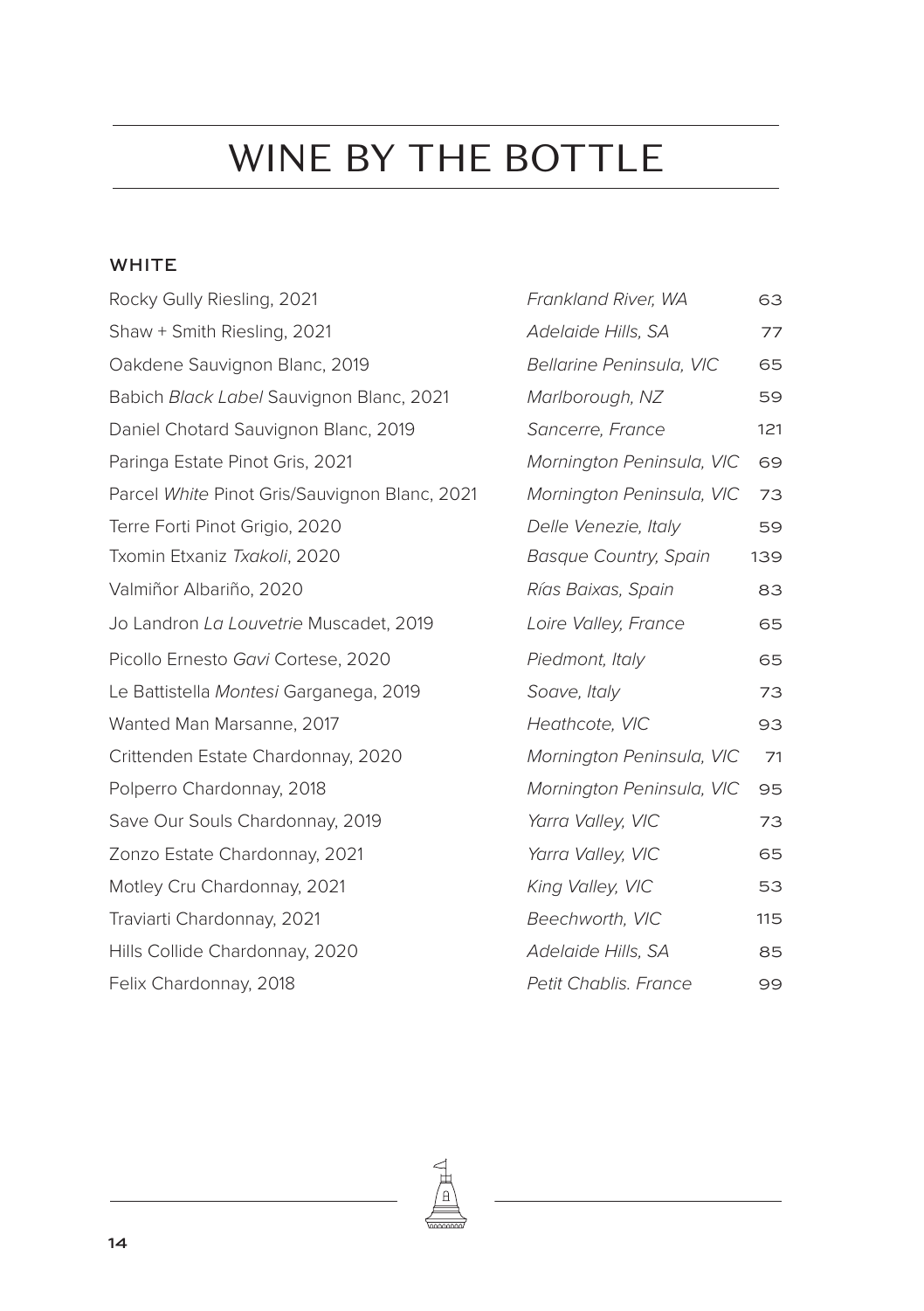# WINE BY THE BOTTLE

## WHITE

| | | |
|---|---|---|
| Rocky Gully Riesling, 2021 | *Frankland River, WA* | 63 |
| Shaw + Smith Riesling, 2021 | *Adelaide Hills, SA* | 77 |
| Oakdene Sauvignon Blanc, 2019 | *Bellarine Peninsula, VIC* | 65 |
| Babich *Black Label* Sauvignon Blanc, 2021 | *Marlborough, NZ* | 59 |
| Daniel Chotard Sauvignon Blanc, 2019 | *Sancerre, France* | 121 |
| Paringa Estate Pinot Gris, 2021 | *Mornington Peninsula, VIC* | 69 |
| Parcel *White* Pinot Gris/Sauvignon Blanc, 2021 | *Mornington Peninsula, VIC* | 73 |
| Terre Forti Pinot Grigio, 2020 | *Delle Venezie, Italy* | 59 |
| Txomin Etxaniz *Txakoli*, 2020 | *Basque Country, Spain* | 139 |
| Valmiñor Albariño, 2020 | *Rías Baixas, Spain* | 83 |
| Jo Landron *La Louvetrie* Muscadet, 2019 | *Loire Valley, France* | 65 |
| Picollo Ernesto *Gavi* Cortese, 2020 | *Piedmont, Italy* | 65 |
| Le Battistella *Montesi* Garganega, 2019 | *Soave, Italy* | 73 |
| Wanted Man Marsanne, 2017 | *Heathcote, VIC* | 93 |
| Crittenden Estate Chardonnay, 2020 | *Mornington Peninsula, VIC* | 71 |
| Polperro Chardonnay, 2018 | *Mornington Peninsula, VIC* | 95 |
| Save Our Souls Chardonnay, 2019 | *Yarra Valley, VIC* | 73 |
| Zonzo Estate Chardonnay, 2021 | *Yarra Valley, VIC* | 65 |
| Motley Cru Chardonnay, 2021 | *King Valley, VIC* | 53 |
| Traviarti Chardonnay, 2021 | *Beechworth, VIC* | 115 |
| Hills Collide Chardonnay, 2020 | *Adelaide Hills, SA* | 85 |
| Felix Chardonnay, 2018 | *Petit Chablis. France* | 99 |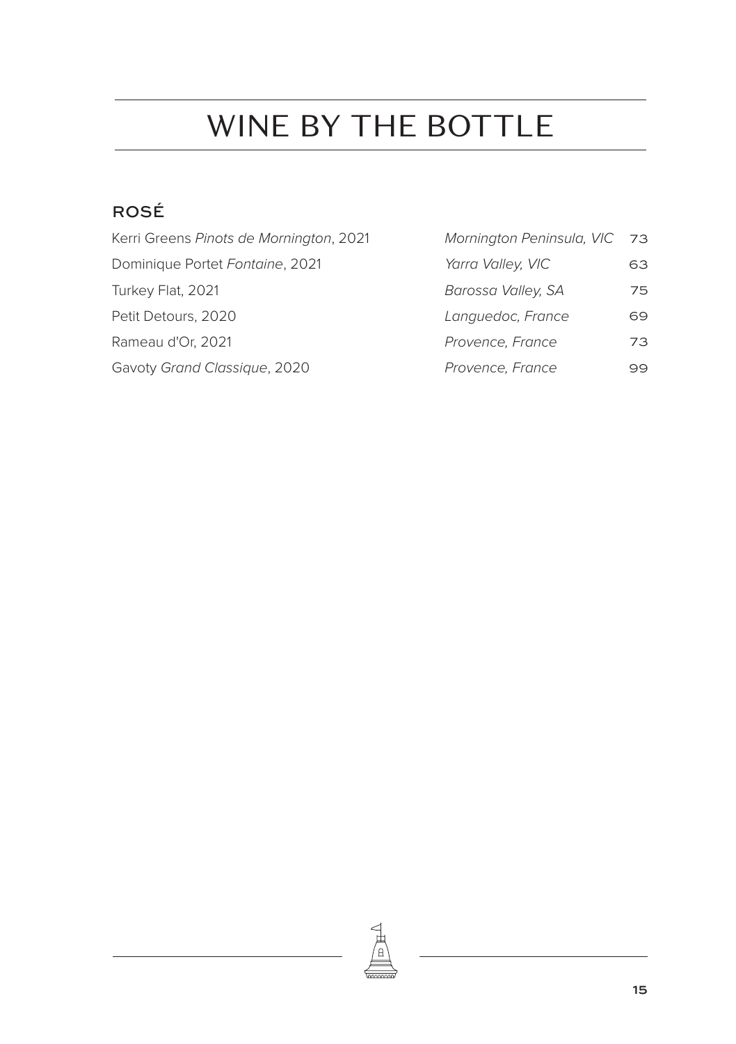# WINE BY THE BOTTLE

## ROSÉ

| Wine | Region | Price |
| --- | --- | --- |
| Kerri Greens *Pinots de Mornington*, 2021 | *Mornington Peninsula, VIC* | 73 |
| Dominique Portet *Fontaine*, 2021 | *Yarra Valley, VIC* | 63 |
| Turkey Flat, 2021 | *Barossa Valley, SA* | 75 |
| Petit Detours, 2020 | *Languedoc, France* | 69 |
| Rameau d'Or, 2021 | *Provence, France* | 73 |
| Gavoty *Grand Classique*, 2020 | *Provence, France* | 99 |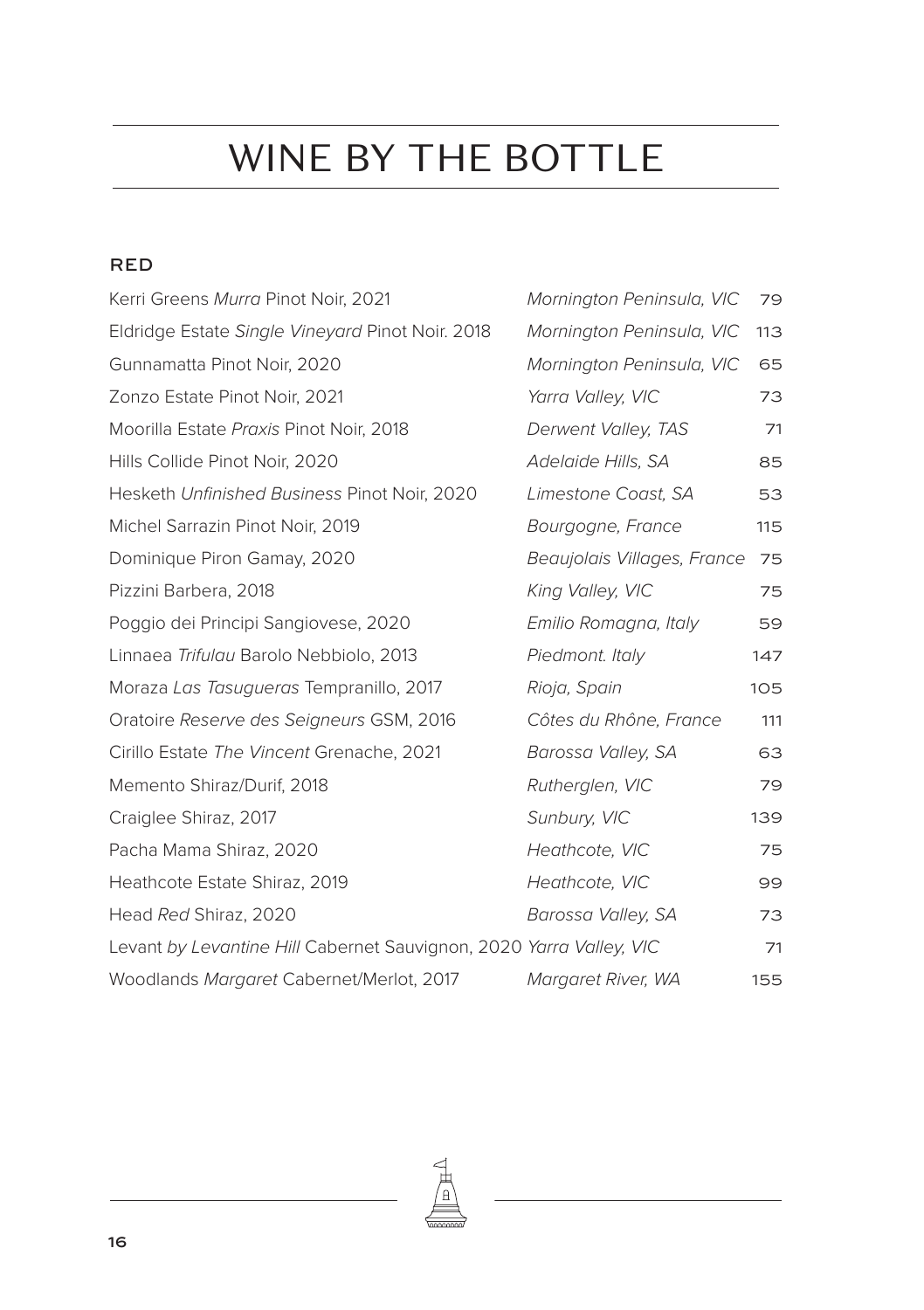# WINE BY THE BOTTLE

## RED

| Wine | Region | Price |
|---|---|---|
| Kerri Greens *Murra* Pinot Noir, 2021 | *Mornington Peninsula, VIC* | 79 |
| Eldridge Estate *Single Vineyard* Pinot Noir. 2018 | *Mornington Peninsula, VIC* | 113 |
| Gunnamatta Pinot Noir, 2020 | *Mornington Peninsula, VIC* | 65 |
| Zonzo Estate Pinot Noir, 2021 | *Yarra Valley, VIC* | 73 |
| Moorilla Estate *Praxis* Pinot Noir, 2018 | *Derwent Valley, TAS* | 71 |
| Hills Collide Pinot Noir, 2020 | *Adelaide Hills, SA* | 85 |
| Hesketh *Unfinished Business* Pinot Noir, 2020 | *Limestone Coast, SA* | 53 |
| Michel Sarrazin Pinot Noir, 2019 | *Bourgogne, France* | 115 |
| Dominique Piron Gamay, 2020 | *Beaujolais Villages, France* | 75 |
| Pizzini Barbera, 2018 | *King Valley, VIC* | 75 |
| Poggio dei Principi Sangiovese, 2020 | *Emilio Romagna, Italy* | 59 |
| Linnaea *Trifulau* Barolo Nebbiolo, 2013 | *Piedmont. Italy* | 147 |
| Moraza *Las Tasugueras* Tempranillo, 2017 | *Rioja, Spain* | 105 |
| Oratoire *Reserve des Seigneurs* GSM, 2016 | *Côtes du Rhône, France* | 111 |
| Cirillo Estate *The Vincent* Grenache, 2021 | *Barossa Valley, SA* | 63 |
| Memento Shiraz/Durif, 2018 | *Rutherglen, VIC* | 79 |
| Craiglee Shiraz, 2017 | *Sunbury, VIC* | 139 |
| Pacha Mama Shiraz, 2020 | *Heathcote, VIC* | 75 |
| Heathcote Estate Shiraz, 2019 | *Heathcote, VIC* | 99 |
| Head *Red* Shiraz, 2020 | *Barossa Valley, SA* | 73 |
| Levant *by Levantine Hill* Cabernet Sauvignon, 2020 | *Yarra Valley, VIC* | 71 |
| Woodlands *Margaret* Cabernet/Merlot, 2017 | *Margaret River, WA* | 155 |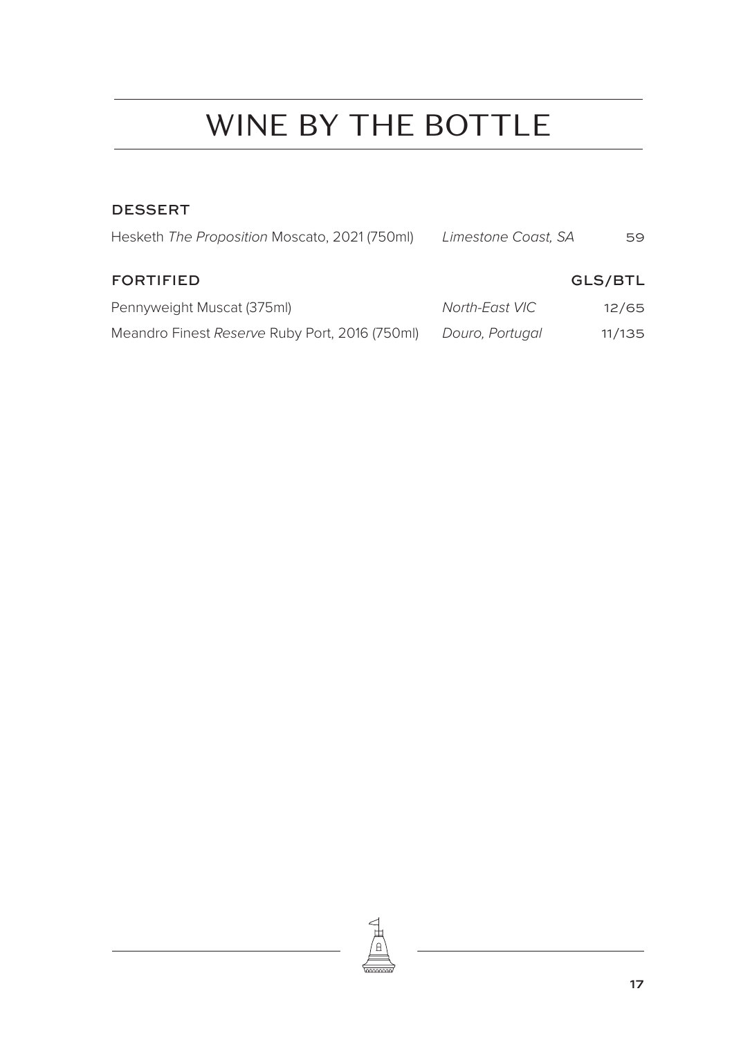# WINE BY THE BOTTLE

## DESSERT

| | | |
|---|---|---|
| Hesketh *The Proposition* Moscato, 2021 (750ml) | *Limestone Coast, SA* | 59 |

## FORTIFIED

| | | GLS/BTL |
|---|---|---|
| Pennyweight Muscat (375ml) | *North-East VIC* | 12/65 |
| Meandro Finest *Reserve* Ruby Port, 2016 (750ml) | *Douro, Portugal* | 11/135 |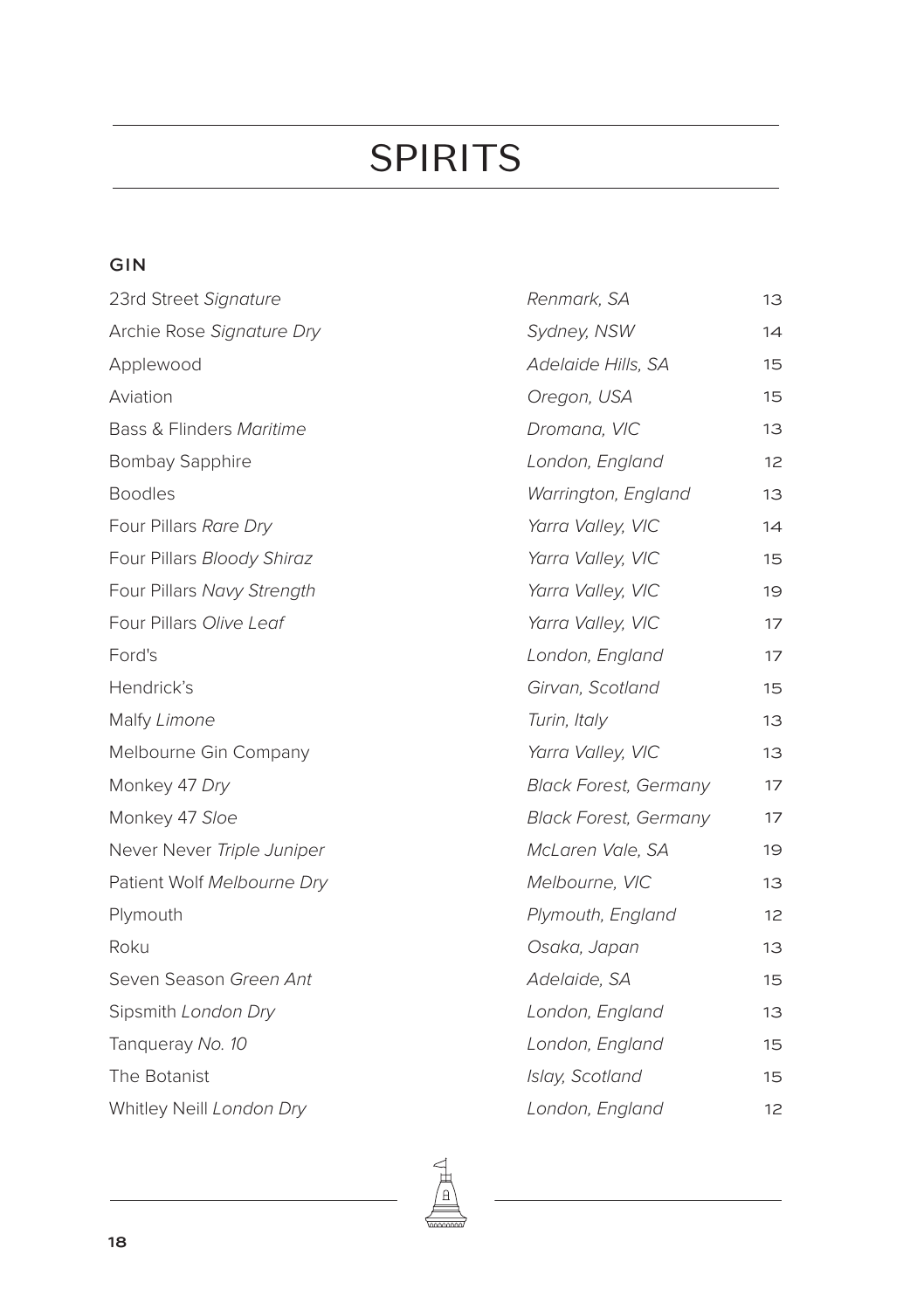# SPIRITS

### GIN

| | | |
|---|---|---|
| 23rd Street *Signature* | *Renmark, SA* | 13 |
| Archie Rose *Signature Dry* | *Sydney, NSW* | 14 |
| Applewood | *Adelaide Hills, SA* | 15 |
| Aviation | *Oregon, USA* | 15 |
| Bass & Flinders *Maritime* | *Dromana, VIC* | 13 |
| Bombay Sapphire | *London, England* | 12 |
| Boodles | *Warrington, England* | 13 |
| Four Pillars *Rare Dry* | *Yarra Valley, VIC* | 14 |
| Four Pillars *Bloody Shiraz* | *Yarra Valley, VIC* | 15 |
| Four Pillars *Navy Strength* | *Yarra Valley, VIC* | 19 |
| Four Pillars *Olive Leaf* | *Yarra Valley, VIC* | 17 |
| Ford's | *London, England* | 17 |
| Hendrick's | *Girvan, Scotland* | 15 |
| Malfy *Limone* | *Turin, Italy* | 13 |
| Melbourne Gin Company | *Yarra Valley, VIC* | 13 |
| Monkey 47 *Dry* | *Black Forest, Germany* | 17 |
| Monkey 47 *Sloe* | *Black Forest, Germany* | 17 |
| Never Never *Triple Juniper* | *McLaren Vale, SA* | 19 |
| Patient Wolf *Melbourne Dry* | *Melbourne, VIC* | 13 |
| Plymouth | *Plymouth, England* | 12 |
| Roku | *Osaka, Japan* | 13 |
| Seven Season *Green Ant* | *Adelaide, SA* | 15 |
| Sipsmith *London Dry* | *London, England* | 13 |
| Tanqueray *No. 10* | *London, England* | 15 |
| The Botanist | *Islay, Scotland* | 15 |
| Whitley Neill *London Dry* | *London, England* | 12 |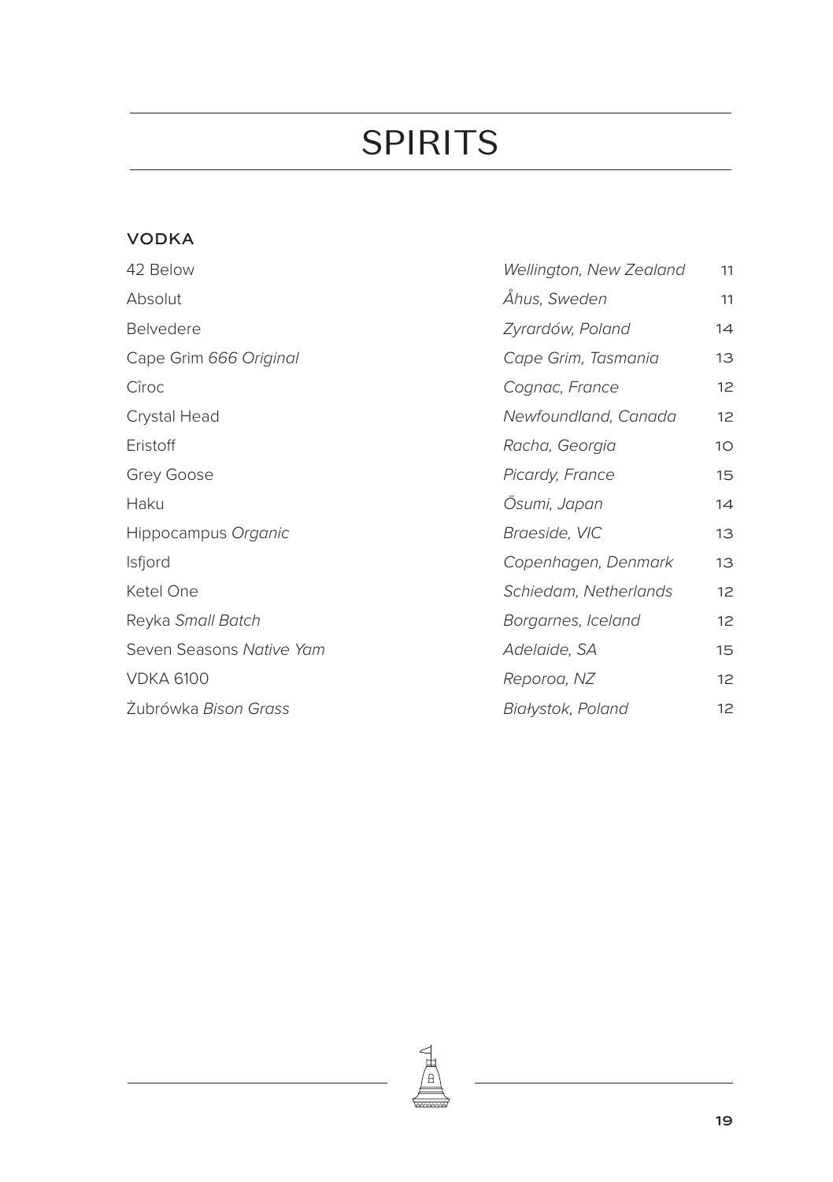# SPIRITS

## VODKA

| | | |
|---|---|---|
| 42 Below | *Wellington, New Zealand* | 11 |
| Absolut | *Åhus, Sweden* | 11 |
| Belvedere | *Zyrardów, Poland* | 14 |
| Cape Grim *666 Original* | *Cape Grim, Tasmania* | 13 |
| Cîroc | *Cognac, France* | 12 |
| Crystal Head | *Newfoundland, Canada* | 12 |
| Eristoff | *Racha, Georgia* | 10 |
| Grey Goose | *Picardy, France* | 15 |
| Haku | *Ōsumi, Japan* | 14 |
| Hippocampus *Organic* | *Braeside, VIC* | 13 |
| Isfjord | *Copenhagen, Denmark* | 13 |
| Ketel One | *Schiedam, Netherlands* | 12 |
| Reyka *Small Batch* | *Borgarnes, Iceland* | 12 |
| Seven Seasons *Native Yam* | *Adelaide, SA* | 15 |
| VDKA 6100 | *Reporoa, NZ* | 12 |
| Żubrówka *Bison Grass* | *Białystok, Poland* | 12 |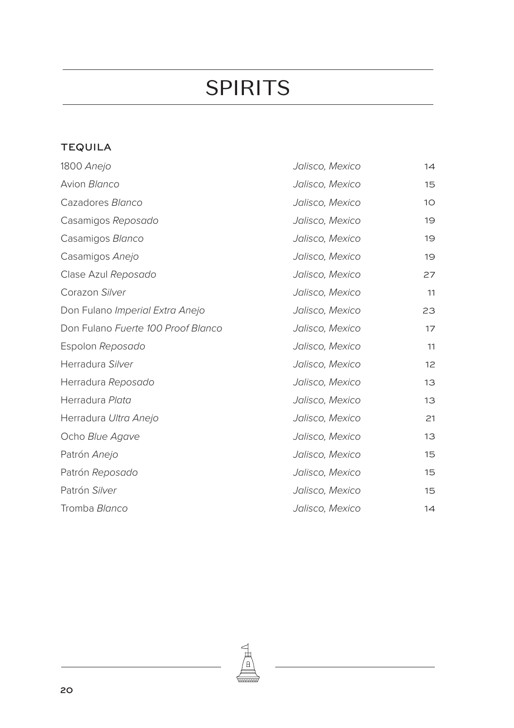# SPIRITS

## TEQUILA

| | | |
|---|---|---|
| 1800 *Anejo* | *Jalisco, Mexico* | 14 |
| Avion *Blanco* | *Jalisco, Mexico* | 15 |
| Cazadores *Blanco* | *Jalisco, Mexico* | 10 |
| Casamigos *Reposado* | *Jalisco, Mexico* | 19 |
| Casamigos *Blanco* | *Jalisco, Mexico* | 19 |
| Casamigos *Anejo* | *Jalisco, Mexico* | 19 |
| Clase Azul *Reposado* | *Jalisco, Mexico* | 27 |
| Corazon *Silver* | *Jalisco, Mexico* | 11 |
| Don Fulano *Imperial Extra Anejo* | *Jalisco, Mexico* | 23 |
| Don Fulano *Fuerte 100 Proof Blanco* | *Jalisco, Mexico* | 17 |
| Espolon *Reposado* | *Jalisco, Mexico* | 11 |
| Herradura *Silver* | *Jalisco, Mexico* | 12 |
| Herradura *Reposado* | *Jalisco, Mexico* | 13 |
| Herradura *Plata* | *Jalisco, Mexico* | 13 |
| Herradura *Ultra Anejo* | *Jalisco, Mexico* | 21 |
| Ocho *Blue Agave* | *Jalisco, Mexico* | 13 |
| Patrón *Anejo* | *Jalisco, Mexico* | 15 |
| Patrón *Reposado* | *Jalisco, Mexico* | 15 |
| Patrón *Silver* | *Jalisco, Mexico* | 15 |
| Tromba *Blanco* | *Jalisco, Mexico* | 14 |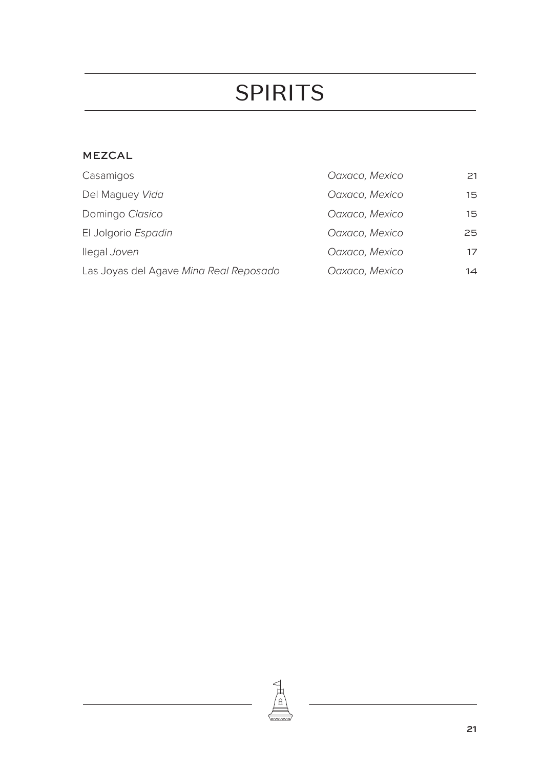# SPIRITS

### MEZCAL

| | | |
|---|---|---|
| Casamigos | *Oaxaca, Mexico* | 21 |
| Del Maguey *Vida* | *Oaxaca, Mexico* | 15 |
| Domingo *Clasico* | *Oaxaca, Mexico* | 15 |
| El Jolgorio *Espadin* | *Oaxaca, Mexico* | 25 |
| Ilegal *Joven* | *Oaxaca, Mexico* | 17 |
| Las Joyas del Agave *Mina Real Reposado* | *Oaxaca, Mexico* | 14 |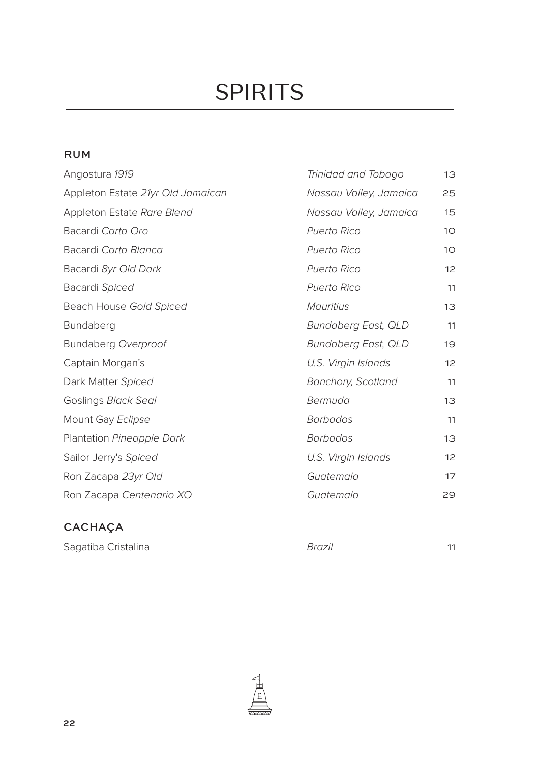# SPIRITS

## RUM

| | | |
|---|---|---|
| Angostura *1919* | *Trinidad and Tobago* | 13 |
| Appleton Estate *21yr Old Jamaican* | *Nassau Valley, Jamaica* | 25 |
| Appleton Estate *Rare Blend* | *Nassau Valley, Jamaica* | 15 |
| Bacardi *Carta Oro* | *Puerto Rico* | 10 |
| Bacardi *Carta Blanca* | *Puerto Rico* | 10 |
| Bacardi *8yr Old Dark* | *Puerto Rico* | 12 |
| Bacardi *Spiced* | *Puerto Rico* | 11 |
| Beach House *Gold Spiced* | *Mauritius* | 13 |
| Bundaberg | *Bundaberg East, QLD* | 11 |
| Bundaberg *Overproof* | *Bundaberg East, QLD* | 19 |
| Captain Morgan's | *U.S. Virgin Islands* | 12 |
| Dark Matter *Spiced* | *Banchory, Scotland* | 11 |
| Goslings *Black Seal* | *Bermuda* | 13 |
| Mount Gay *Eclipse* | *Barbados* | 11 |
| Plantation *Pineapple Dark* | *Barbados* | 13 |
| Sailor Jerry's *Spiced* | *U.S. Virgin Islands* | 12 |
| Ron Zacapa *23yr Old* | *Guatemala* | 17 |
| Ron Zacapa *Centenario XO* | *Guatemala* | 29 |

## CACHAÇA

| | | |
|---|---|---|
| Sagatiba Cristalina | *Brazil* | 11 |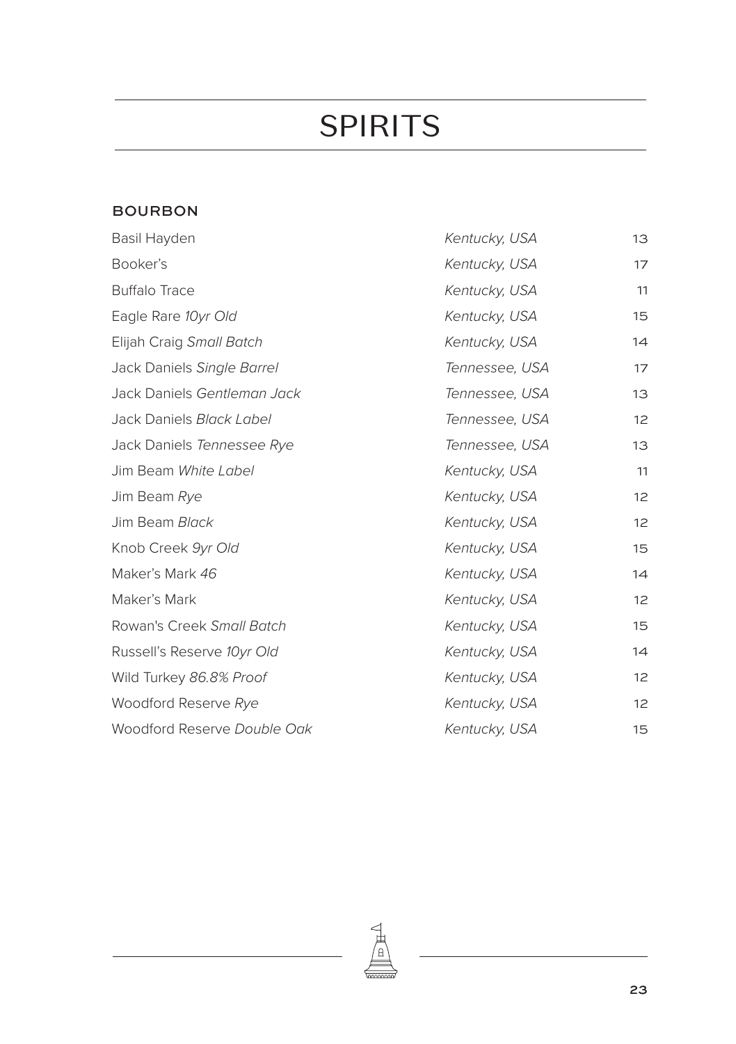# SPIRITS

## BOURBON

| | | |
|---|---|---|
| Basil Hayden | *Kentucky, USA* | 13 |
| Booker's | *Kentucky, USA* | 17 |
| Buffalo Trace | *Kentucky, USA* | 11 |
| Eagle Rare *10yr Old* | *Kentucky, USA* | 15 |
| Elijah Craig *Small Batch* | *Kentucky, USA* | 14 |
| Jack Daniels *Single Barrel* | *Tennessee, USA* | 17 |
| Jack Daniels *Gentleman Jack* | *Tennessee, USA* | 13 |
| Jack Daniels *Black Label* | *Tennessee, USA* | 12 |
| Jack Daniels *Tennessee Rye* | *Tennessee, USA* | 13 |
| Jim Beam *White Label* | *Kentucky, USA* | 11 |
| Jim Beam *Rye* | *Kentucky, USA* | 12 |
| Jim Beam *Black* | *Kentucky, USA* | 12 |
| Knob Creek *9yr Old* | *Kentucky, USA* | 15 |
| Maker's Mark *46* | *Kentucky, USA* | 14 |
| Maker's Mark | *Kentucky, USA* | 12 |
| Rowan's Creek *Small Batch* | *Kentucky, USA* | 15 |
| Russell's Reserve *10yr Old* | *Kentucky, USA* | 14 |
| Wild Turkey *86.8% Proof* | *Kentucky, USA* | 12 |
| Woodford Reserve *Rye* | *Kentucky, USA* | 12 |
| Woodford Reserve *Double Oak* | *Kentucky, USA* | 15 |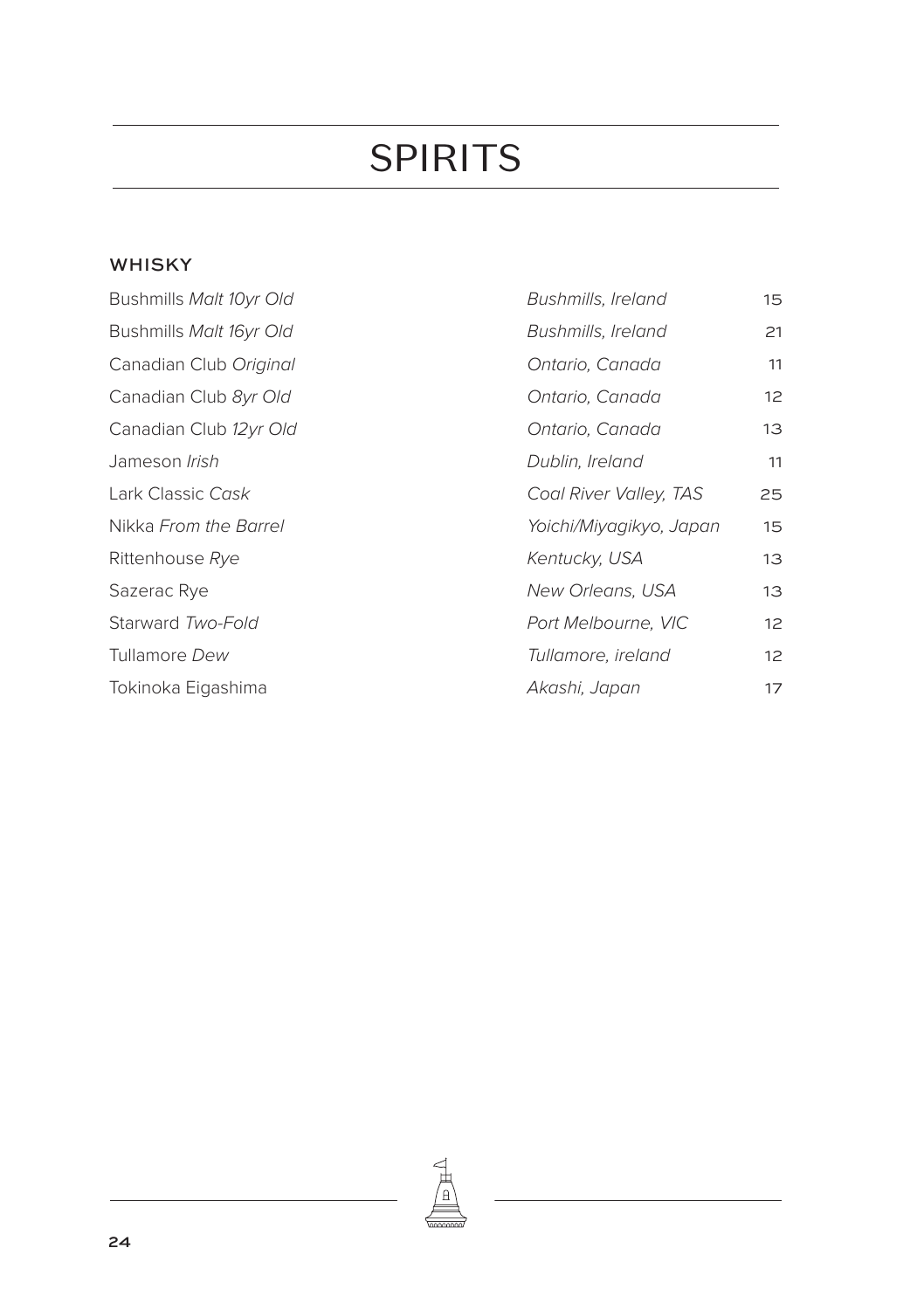# SPIRITS

## WHISKY

| | | |
|---|---|---|
| Bushmills *Malt 10yr Old* | *Bushmills, Ireland* | 15 |
| Bushmills *Malt 16yr Old* | *Bushmills, Ireland* | 21 |
| Canadian Club *Original* | *Ontario, Canada* | 11 |
| Canadian Club *8yr Old* | *Ontario, Canada* | 12 |
| Canadian Club *12yr Old* | *Ontario, Canada* | 13 |
| Jameson *Irish* | *Dublin, Ireland* | 11 |
| Lark Classic *Cask* | *Coal River Valley, TAS* | 25 |
| Nikka *From the Barrel* | *Yoichi/Miyagikyo, Japan* | 15 |
| Rittenhouse *Rye* | *Kentucky, USA* | 13 |
| Sazerac Rye | *New Orleans, USA* | 13 |
| Starward *Two-Fold* | *Port Melbourne, VIC* | 12 |
| Tullamore *Dew* | *Tullamore, ireland* | 12 |
| Tokinoka Eigashima | *Akashi, Japan* | 17 |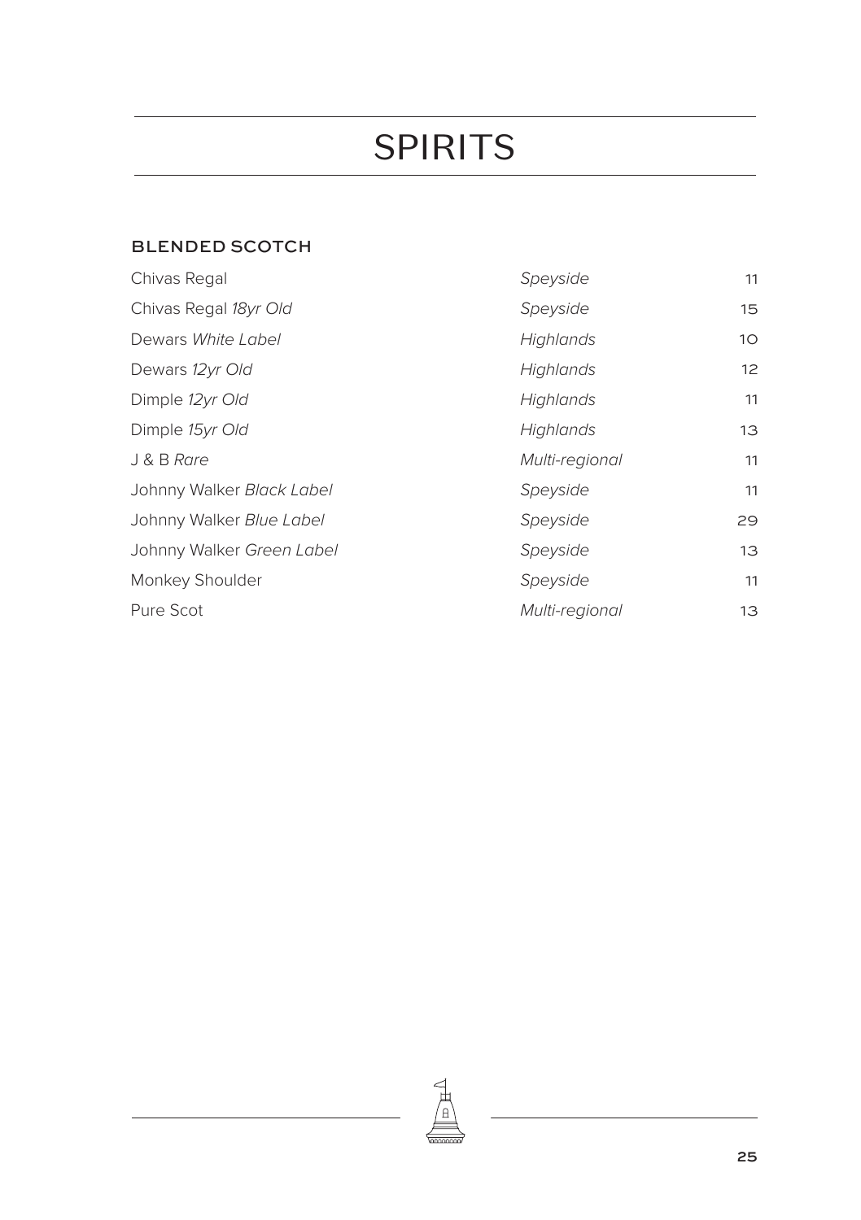# SPIRITS

## BLENDED SCOTCH

| | | |
|---|---|---|
| Chivas Regal | *Speyside* | 11 |
| Chivas Regal *18yr Old* | *Speyside* | 15 |
| Dewars *White Label* | *Highlands* | 10 |
| Dewars *12yr Old* | *Highlands* | 12 |
| Dimple *12yr Old* | *Highlands* | 11 |
| Dimple *15yr Old* | *Highlands* | 13 |
| J & B *Rare* | *Multi-regional* | 11 |
| Johnny Walker *Black Label* | *Speyside* | 11 |
| Johnny Walker *Blue Label* | *Speyside* | 29 |
| Johnny Walker *Green Label* | *Speyside* | 13 |
| Monkey Shoulder | *Speyside* | 11 |
| Pure Scot | *Multi-regional* | 13 |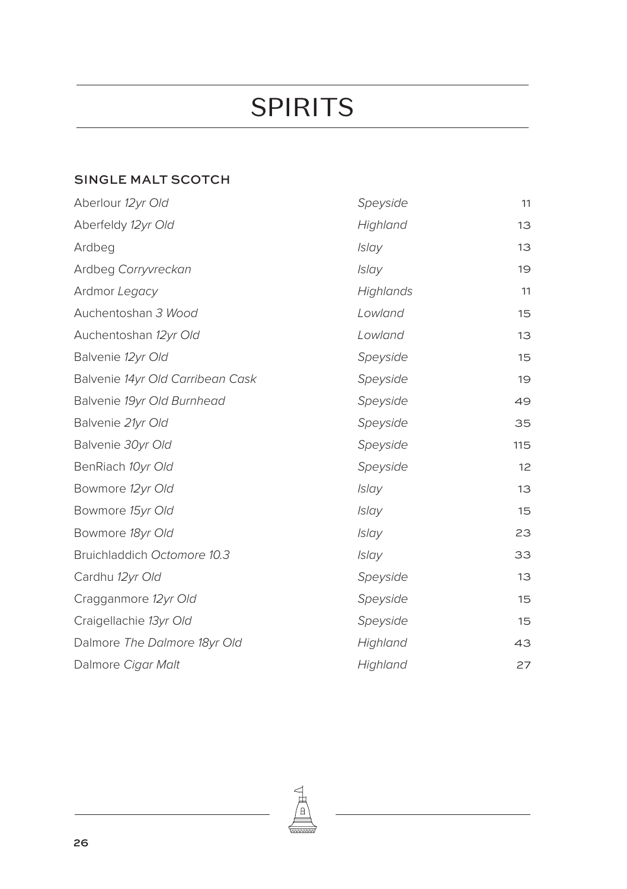# SPIRITS

### SINGLE MALT SCOTCH

| | | |
|---|---|---|
| Aberlour *12yr Old* | *Speyside* | 11 |
| Aberfeldy *12yr Old* | *Highland* | 13 |
| Ardbeg | *Islay* | 13 |
| Ardbeg *Corryvreckan* | *Islay* | 19 |
| Ardmor *Legacy* | *Highlands* | 11 |
| Auchentoshan *3 Wood* | *Lowland* | 15 |
| Auchentoshan *12yr Old* | *Lowland* | 13 |
| Balvenie *12yr Old* | *Speyside* | 15 |
| Balvenie *14yr Old Carribean Cask* | *Speyside* | 19 |
| Balvenie *19yr Old Burnhead* | *Speyside* | 49 |
| Balvenie *21yr Old* | *Speyside* | 35 |
| Balvenie *30yr Old* | *Speyside* | 115 |
| BenRiach *10yr Old* | *Speyside* | 12 |
| Bowmore *12yr Old* | *Islay* | 13 |
| Bowmore *15yr Old* | *Islay* | 15 |
| Bowmore *18yr Old* | *Islay* | 23 |
| Bruichladdich *Octomore 10.3* | *Islay* | 33 |
| Cardhu *12yr Old* | *Speyside* | 13 |
| Cragganmore *12yr Old* | *Speyside* | 15 |
| Craigellachie *13yr Old* | *Speyside* | 15 |
| Dalmore *The Dalmore 18yr Old* | *Highland* | 43 |
| Dalmore *Cigar Malt* | *Highland* | 27 |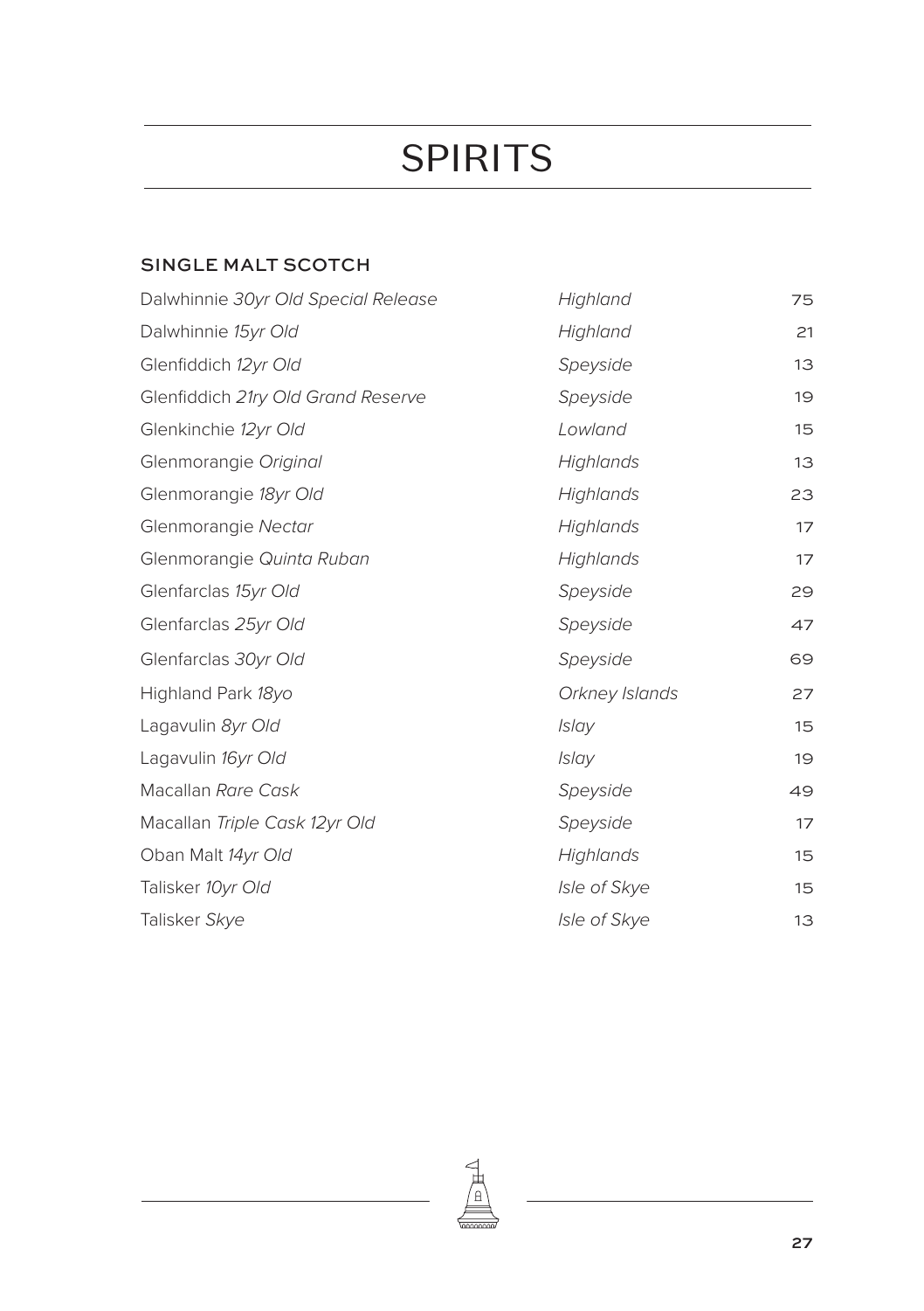# SPIRITS

## SINGLE MALT SCOTCH

| | | |
|---|---|---|
| Dalwhinnie *30yr Old Special Release* | *Highland* | 75 |
| Dalwhinnie *15yr Old* | *Highland* | 21 |
| Glenfiddich *12yr Old* | *Speyside* | 13 |
| Glenfiddich *21ry Old Grand Reserve* | *Speyside* | 19 |
| Glenkinchie *12yr Old* | *Lowland* | 15 |
| Glenmorangie *Original* | *Highlands* | 13 |
| Glenmorangie *18yr Old* | *Highlands* | 23 |
| Glenmorangie *Nectar* | *Highlands* | 17 |
| Glenmorangie *Quinta Ruban* | *Highlands* | 17 |
| Glenfarclas *15yr Old* | *Speyside* | 29 |
| Glenfarclas *25yr Old* | *Speyside* | 47 |
| Glenfarclas *30yr Old* | *Speyside* | 69 |
| Highland Park *18yo* | *Orkney Islands* | 27 |
| Lagavulin *8yr Old* | *Islay* | 15 |
| Lagavulin *16yr Old* | *Islay* | 19 |
| Macallan *Rare Cask* | *Speyside* | 49 |
| Macallan *Triple Cask 12yr Old* | *Speyside* | 17 |
| Oban Malt *14yr Old* | *Highlands* | 15 |
| Talisker *10yr Old* | *Isle of Skye* | 15 |
| Talisker *Skye* | *Isle of Skye* | 13 |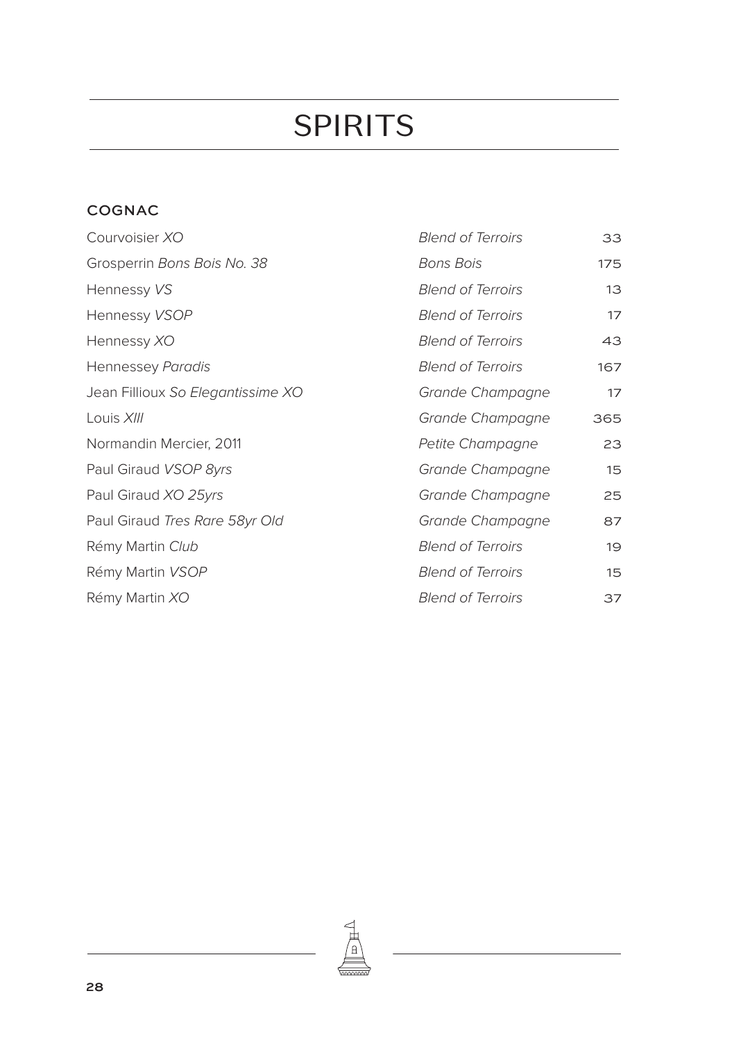# SPIRITS

## COGNAC

| | | |
|---|---|---|
| Courvoisier *XO* | *Blend of Terroirs* | 33 |
| Grosperrin *Bons Bois No. 38* | *Bons Bois* | 175 |
| Hennessy *VS* | *Blend of Terroirs* | 13 |
| Hennessy *VSOP* | *Blend of Terroirs* | 17 |
| Hennessy *XO* | *Blend of Terroirs* | 43 |
| Hennessey *Paradis* | *Blend of Terroirs* | 167 |
| Jean Fillioux *So Elegantissime XO* | *Grande Champagne* | 17 |
| Louis *XIII* | *Grande Champagne* | 365 |
| Normandin Mercier, 2011 | *Petite Champagne* | 23 |
| Paul Giraud *VSOP 8yrs* | *Grande Champagne* | 15 |
| Paul Giraud *XO 25yrs* | *Grande Champagne* | 25 |
| Paul Giraud *Tres Rare 58yr Old* | *Grande Champagne* | 87 |
| Rémy Martin *Club* | *Blend of Terroirs* | 19 |
| Rémy Martin *VSOP* | *Blend of Terroirs* | 15 |
| Rémy Martin *XO* | *Blend of Terroirs* | 37 |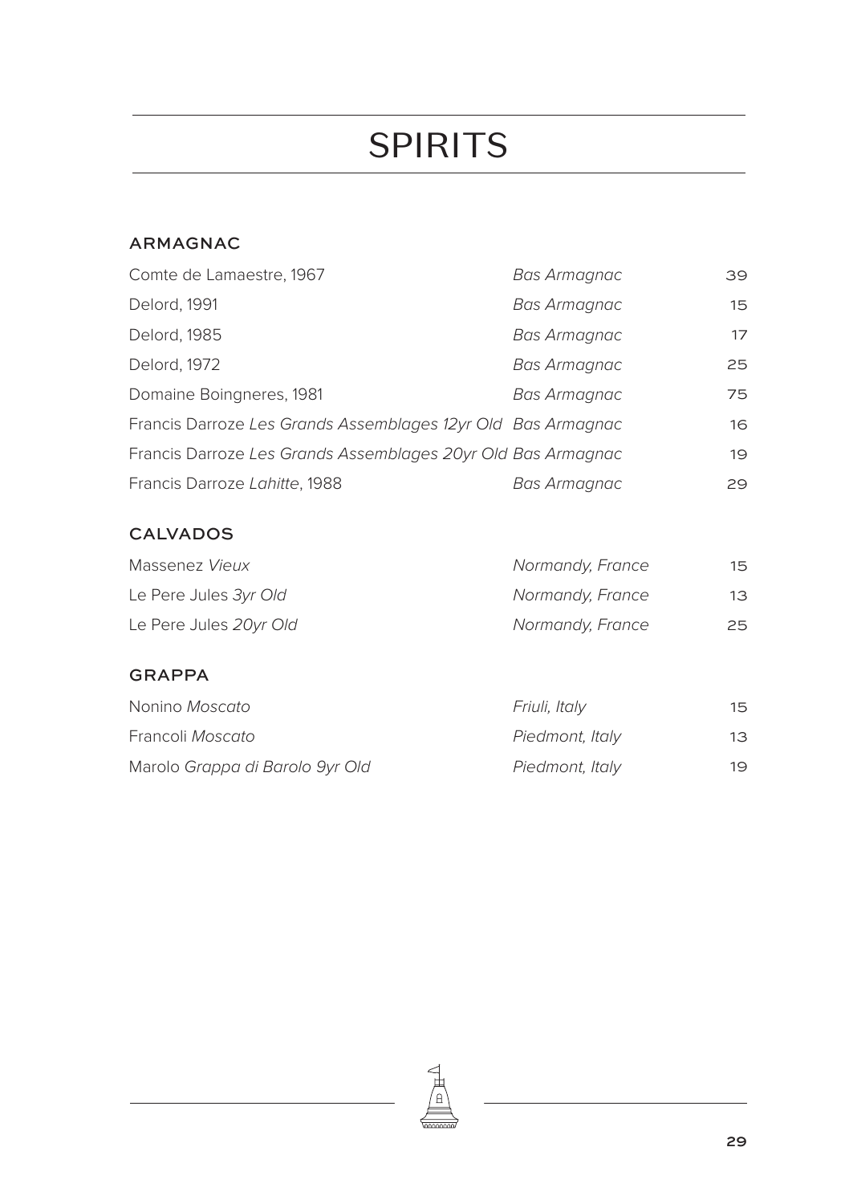# SPIRITS

## ARMAGNAC

| | | |
|---|---|---|
| Comte de Lamaestre, 1967 | *Bas Armagnac* | 39 |
| Delord, 1991 | *Bas Armagnac* | 15 |
| Delord, 1985 | *Bas Armagnac* | 17 |
| Delord, 1972 | *Bas Armagnac* | 25 |
| Domaine Boingneres, 1981 | *Bas Armagnac* | 75 |
| Francis Darroze *Les Grands Assemblages 12yr Old* | *Bas Armagnac* | 16 |
| Francis Darroze *Les Grands Assemblages 20yr Old* | *Bas Armagnac* | 19 |
| Francis Darroze *Lahitte*, 1988 | *Bas Armagnac* | 29 |

## CALVADOS

| | | |
|---|---|---|
| Massenez *Vieux* | *Normandy, France* | 15 |
| Le Pere Jules *3yr Old* | *Normandy, France* | 13 |
| Le Pere Jules *20yr Old* | *Normandy, France* | 25 |

## GRAPPA

| | | |
|---|---|---|
| Nonino *Moscato* | *Friuli, Italy* | 15 |
| Francoli *Moscato* | *Piedmont, Italy* | 13 |
| Marolo *Grappa di Barolo 9yr Old* | *Piedmont, Italy* | 19 |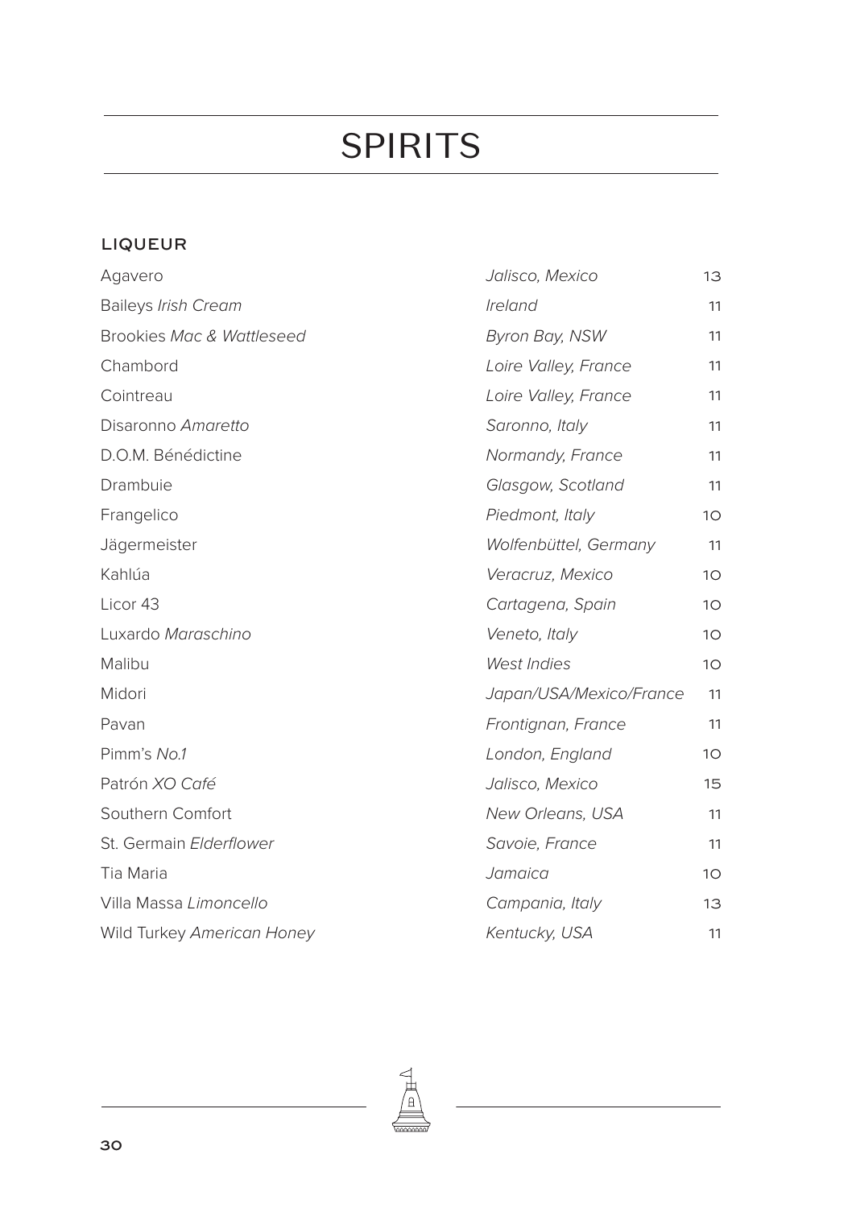# SPIRITS

## LIQUEUR

| | | |
|---|---|---|
| Agavero | *Jalisco, Mexico* | 13 |
| Baileys *Irish Cream* | *Ireland* | 11 |
| Brookies *Mac & Wattleseed* | *Byron Bay, NSW* | 11 |
| Chambord | *Loire Valley, France* | 11 |
| Cointreau | *Loire Valley, France* | 11 |
| Disaronno *Amaretto* | *Saronno, Italy* | 11 |
| D.O.M. Bénédictine | *Normandy, France* | 11 |
| Drambuie | *Glasgow, Scotland* | 11 |
| Frangelico | *Piedmont, Italy* | 10 |
| Jägermeister | *Wolfenbüttel, Germany* | 11 |
| Kahlúa | *Veracruz, Mexico* | 10 |
| Licor 43 | *Cartagena, Spain* | 10 |
| Luxardo *Maraschino* | *Veneto, Italy* | 10 |
| Malibu | *West Indies* | 10 |
| Midori | *Japan/USA/Mexico/France* | 11 |
| Pavan | *Frontignan, France* | 11 |
| Pimm's *No.1* | *London, England* | 10 |
| Patrón *XO Café* | *Jalisco, Mexico* | 15 |
| Southern Comfort | *New Orleans, USA* | 11 |
| St. Germain *Elderflower* | *Savoie, France* | 11 |
| Tia Maria | *Jamaica* | 10 |
| Villa Massa *Limoncello* | *Campania, Italy* | 13 |
| Wild Turkey *American Honey* | *Kentucky, USA* | 11 |